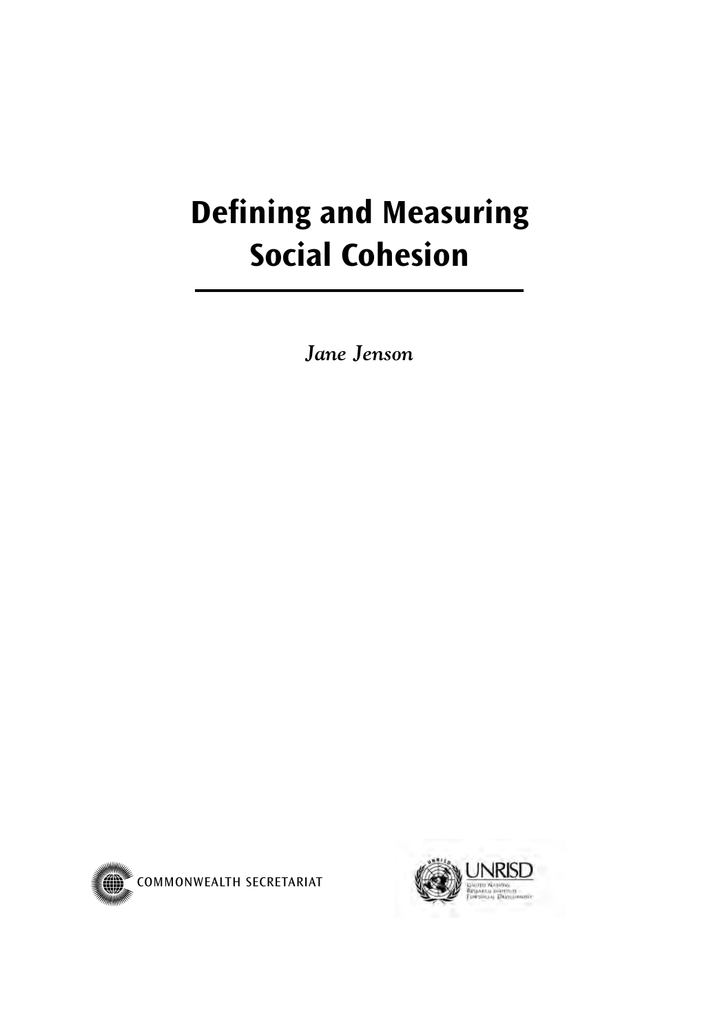# Defining and Measuring Social Cohesion

*Jane Jenson*

COMMONWEALTH SECRETARIAT

UNRISD

United Nations Research Institute for Social Development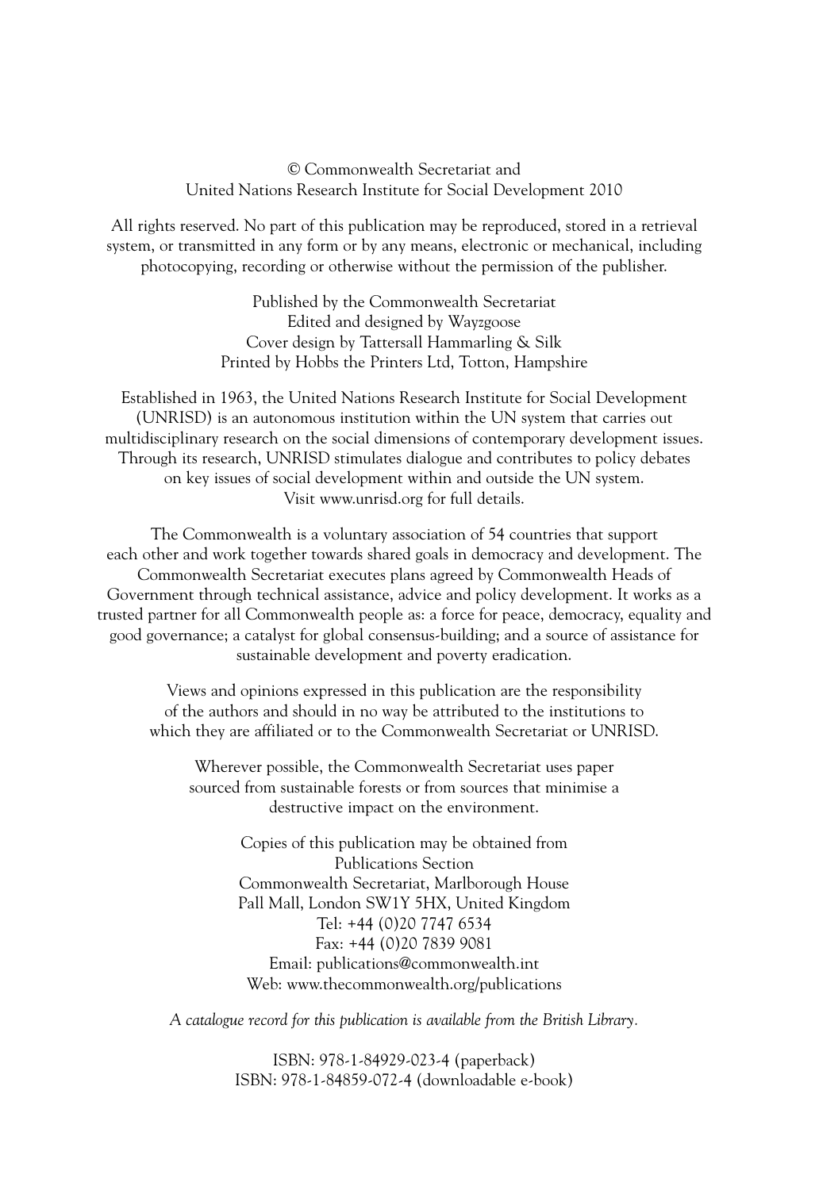© Commonwealth Secretariat and
United Nations Research Institute for Social Development 2010

All rights reserved. No part of this publication may be reproduced, stored in a retrieval system, or transmitted in any form or by any means, electronic or mechanical, including photocopying, recording or otherwise without the permission of the publisher.

Published by the Commonwealth Secretariat
Edited and designed by Wayzgoose
Cover design by Tattersall Hammarling & Silk
Printed by Hobbs the Printers Ltd, Totton, Hampshire

Established in 1963, the United Nations Research Institute for Social Development (UNRISD) is an autonomous institution within the UN system that carries out multidisciplinary research on the social dimensions of contemporary development issues. Through its research, UNRISD stimulates dialogue and contributes to policy debates on key issues of social development within and outside the UN system.
Visit www.unrisd.org for full details.

The Commonwealth is a voluntary association of 54 countries that support each other and work together towards shared goals in democracy and development. The Commonwealth Secretariat executes plans agreed by Commonwealth Heads of Government through technical assistance, advice and policy development. It works as a trusted partner for all Commonwealth people as: a force for peace, democracy, equality and good governance; a catalyst for global consensus-building; and a source of assistance for sustainable development and poverty eradication.

Views and opinions expressed in this publication are the responsibility of the authors and should in no way be attributed to the institutions to which they are affiliated or to the Commonwealth Secretariat or UNRISD.

Wherever possible, the Commonwealth Secretariat uses paper sourced from sustainable forests or from sources that minimise a destructive impact on the environment.

Copies of this publication may be obtained from
Publications Section
Commonwealth Secretariat, Marlborough House
Pall Mall, London SW1Y 5HX, United Kingdom
Tel: +44 (0)20 7747 6534
Fax: +44 (0)20 7839 9081
Email: publications@commonwealth.int
Web: www.thecommonwealth.org/publications

*A catalogue record for this publication is available from the British Library.*

ISBN: 978-1-84929-023-4 (paperback)
ISBN: 978-1-84859-072-4 (downloadable e-book)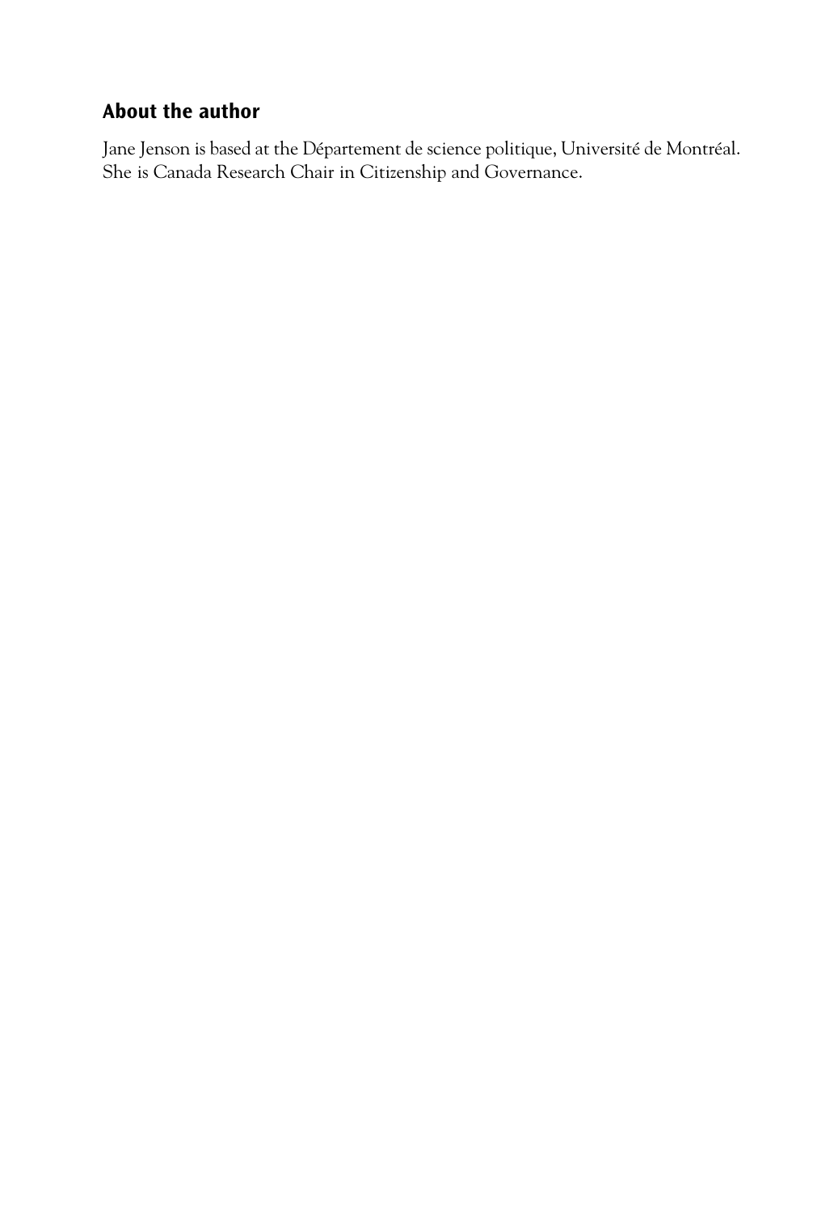## About the author

Jane Jenson is based at the Département de science politique, Université de Montréal. She is Canada Research Chair in Citizenship and Governance.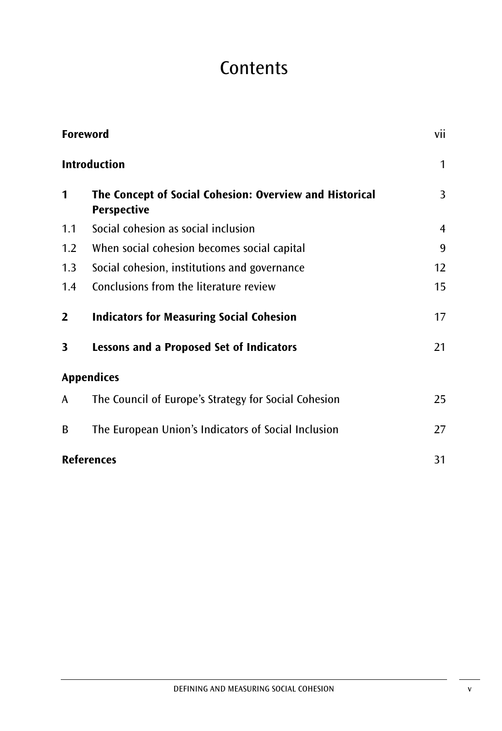# Contents

| | | |
|---|---|---|
| **Foreword** | | vii |
| **Introduction** | | 1 |
| **1** | **The Concept of Social Cohesion: Overview and Historical Perspective** | 3 |
| 1.1 | Social cohesion as social inclusion | 4 |
| 1.2 | When social cohesion becomes social capital | 9 |
| 1.3 | Social cohesion, institutions and governance | 12 |
| 1.4 | Conclusions from the literature review | 15 |
| **2** | **Indicators for Measuring Social Cohesion** | 17 |
| **3** | **Lessons and a Proposed Set of Indicators** | 21 |
| **Appendices** | | |
| A | The Council of Europe's Strategy for Social Cohesion | 25 |
| B | The European Union's Indicators of Social Inclusion | 27 |
| **References** | | 31 |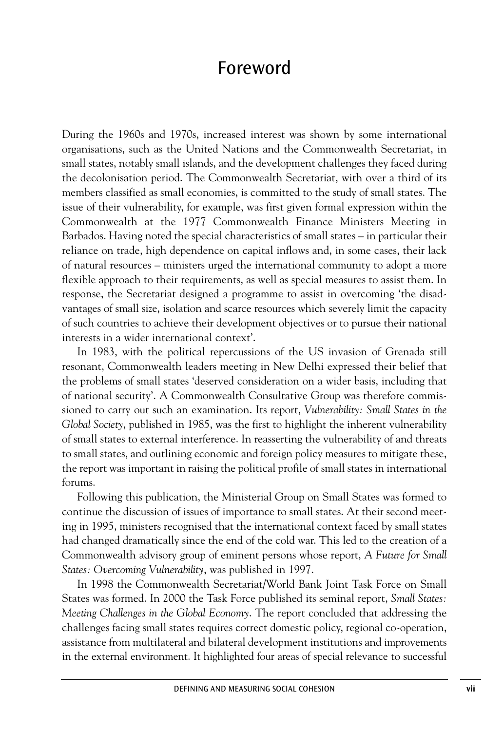# Foreword

During the 1960s and 1970s, increased interest was shown by some international organisations, such as the United Nations and the Commonwealth Secretariat, in small states, notably small islands, and the development challenges they faced during the decolonisation period. The Commonwealth Secretariat, with over a third of its members classified as small economies, is committed to the study of small states. The issue of their vulnerability, for example, was first given formal expression within the Commonwealth at the 1977 Commonwealth Finance Ministers Meeting in Barbados. Having noted the special characteristics of small states – in particular their reliance on trade, high dependence on capital inflows and, in some cases, their lack of natural resources – ministers urged the international community to adopt a more flexible approach to their requirements, as well as special measures to assist them. In response, the Secretariat designed a programme to assist in overcoming 'the disadvantages of small size, isolation and scarce resources which severely limit the capacity of such countries to achieve their development objectives or to pursue their national interests in a wider international context'.

In 1983, with the political repercussions of the US invasion of Grenada still resonant, Commonwealth leaders meeting in New Delhi expressed their belief that the problems of small states 'deserved consideration on a wider basis, including that of national security'. A Commonwealth Consultative Group was therefore commissioned to carry out such an examination. Its report, *Vulnerability: Small States in the Global Society*, published in 1985, was the first to highlight the inherent vulnerability of small states to external interference. In reasserting the vulnerability of and threats to small states, and outlining economic and foreign policy measures to mitigate these, the report was important in raising the political profile of small states in international forums.

Following this publication, the Ministerial Group on Small States was formed to continue the discussion of issues of importance to small states. At their second meeting in 1995, ministers recognised that the international context faced by small states had changed dramatically since the end of the cold war. This led to the creation of a Commonwealth advisory group of eminent persons whose report, *A Future for Small States: Overcoming Vulnerability*, was published in 1997.

In 1998 the Commonwealth Secretariat/World Bank Joint Task Force on Small States was formed. In 2000 the Task Force published its seminal report, *Small States: Meeting Challenges in the Global Economy*. The report concluded that addressing the challenges facing small states requires correct domestic policy, regional co-operation, assistance from multilateral and bilateral development institutions and improvements in the external environment. It highlighted four areas of special relevance to successful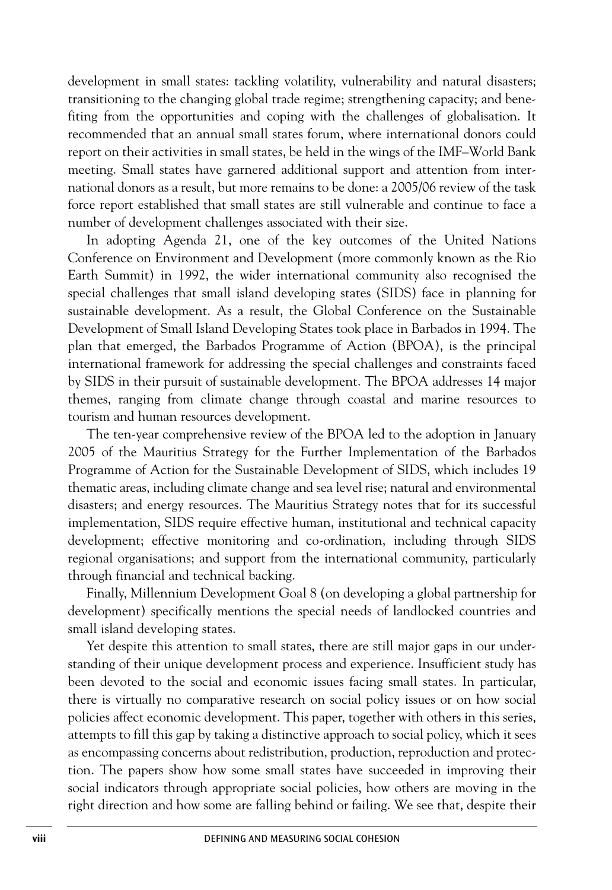development in small states: tackling volatility, vulnerability and natural disasters; transitioning to the changing global trade regime; strengthening capacity; and benefiting from the opportunities and coping with the challenges of globalisation. It recommended that an annual small states forum, where international donors could report on their activities in small states, be held in the wings of the IMF–World Bank meeting. Small states have garnered additional support and attention from international donors as a result, but more remains to be done: a 2005/06 review of the task force report established that small states are still vulnerable and continue to face a number of development challenges associated with their size.

In adopting Agenda 21, one of the key outcomes of the United Nations Conference on Environment and Development (more commonly known as the Rio Earth Summit) in 1992, the wider international community also recognised the special challenges that small island developing states (SIDS) face in planning for sustainable development. As a result, the Global Conference on the Sustainable Development of Small Island Developing States took place in Barbados in 1994. The plan that emerged, the Barbados Programme of Action (BPOA), is the principal international framework for addressing the special challenges and constraints faced by SIDS in their pursuit of sustainable development. The BPOA addresses 14 major themes, ranging from climate change through coastal and marine resources to tourism and human resources development.

The ten-year comprehensive review of the BPOA led to the adoption in January 2005 of the Mauritius Strategy for the Further Implementation of the Barbados Programme of Action for the Sustainable Development of SIDS, which includes 19 thematic areas, including climate change and sea level rise; natural and environmental disasters; and energy resources. The Mauritius Strategy notes that for its successful implementation, SIDS require effective human, institutional and technical capacity development; effective monitoring and co-ordination, including through SIDS regional organisations; and support from the international community, particularly through financial and technical backing.

Finally, Millennium Development Goal 8 (on developing a global partnership for development) specifically mentions the special needs of landlocked countries and small island developing states.

Yet despite this attention to small states, there are still major gaps in our understanding of their unique development process and experience. Insufficient study has been devoted to the social and economic issues facing small states. In particular, there is virtually no comparative research on social policy issues or on how social policies affect economic development. This paper, together with others in this series, attempts to fill this gap by taking a distinctive approach to social policy, which it sees as encompassing concerns about redistribution, production, reproduction and protection. The papers show how some small states have succeeded in improving their social indicators through appropriate social policies, how others are moving in the right direction and how some are falling behind or failing. We see that, despite their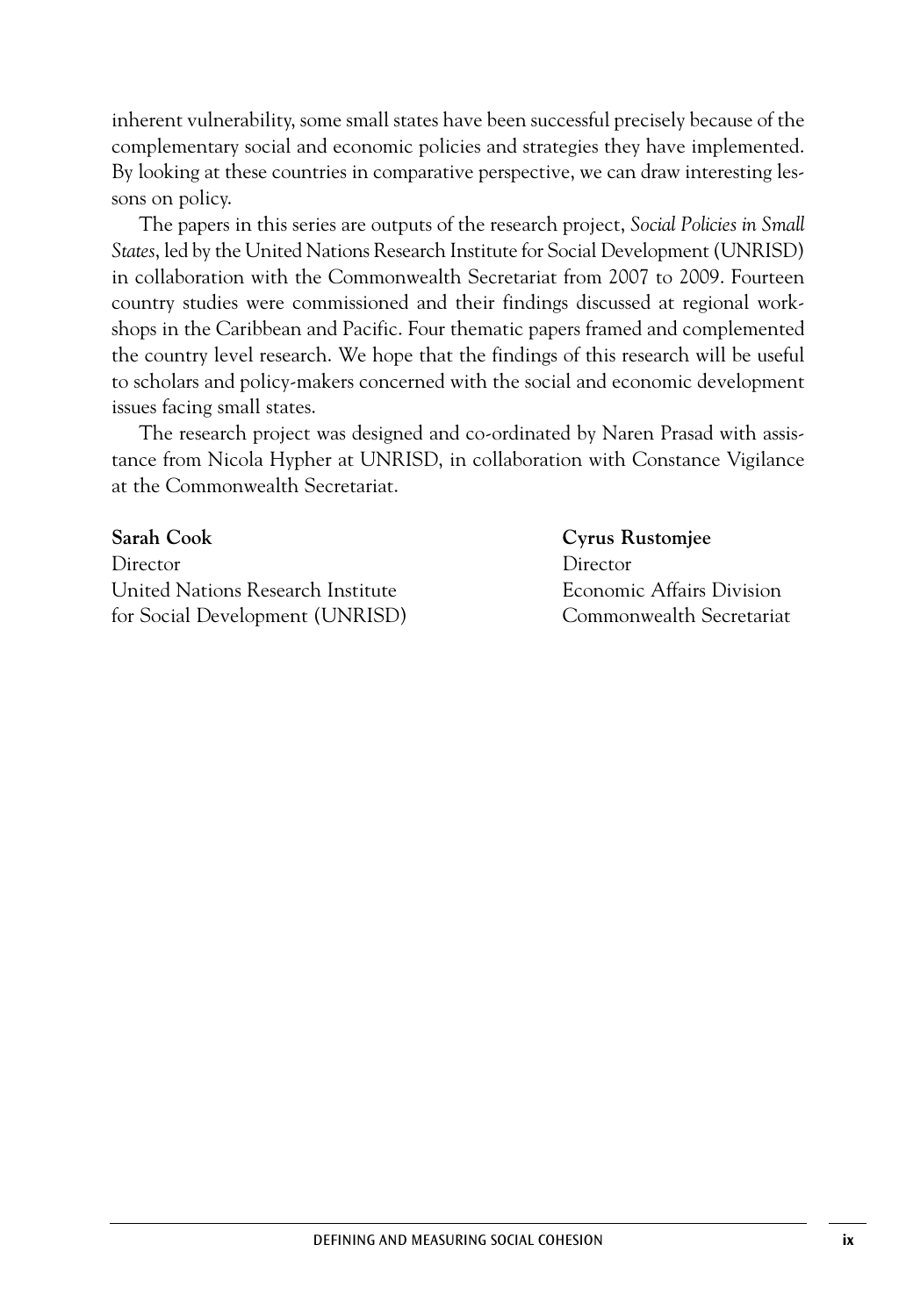inherent vulnerability, some small states have been successful precisely because of the complementary social and economic policies and strategies they have implemented. By looking at these countries in comparative perspective, we can draw interesting lessons on policy.

The papers in this series are outputs of the research project, *Social Policies in Small States*, led by the United Nations Research Institute for Social Development (UNRISD) in collaboration with the Commonwealth Secretariat from 2007 to 2009. Fourteen country studies were commissioned and their findings discussed at regional workshops in the Caribbean and Pacific. Four thematic papers framed and complemented the country level research. We hope that the findings of this research will be useful to scholars and policy-makers concerned with the social and economic development issues facing small states.

The research project was designed and co-ordinated by Naren Prasad with assistance from Nicola Hypher at UNRISD, in collaboration with Constance Vigilance at the Commonwealth Secretariat.

**Sarah Cook**
Director
United Nations Research Institute
for Social Development (UNRISD)

**Cyrus Rustomjee**
Director
Economic Affairs Division
Commonwealth Secretariat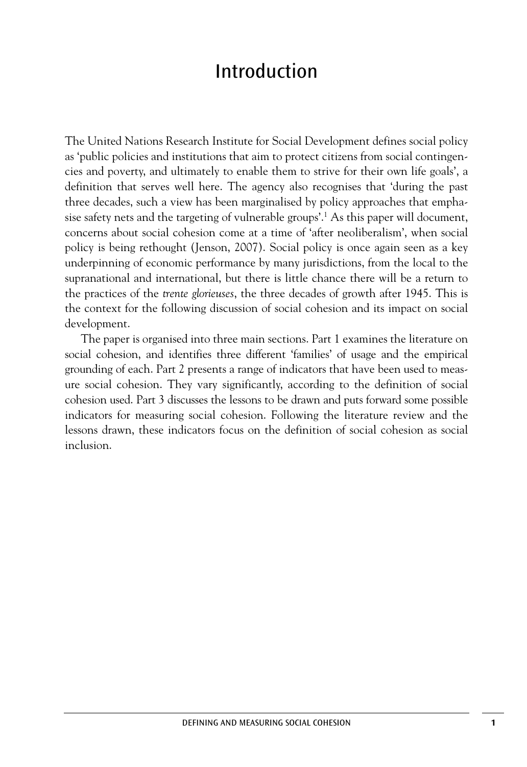# Introduction

The United Nations Research Institute for Social Development defines social policy as 'public policies and institutions that aim to protect citizens from social contingencies and poverty, and ultimately to enable them to strive for their own life goals', a definition that serves well here. The agency also recognises that 'during the past three decades, such a view has been marginalised by policy approaches that emphasise safety nets and the targeting of vulnerable groups'.[1] As this paper will document, concerns about social cohesion come at a time of 'after neoliberalism', when social policy is being rethought (Jenson, 2007). Social policy is once again seen as a key underpinning of economic performance by many jurisdictions, from the local to the supranational and international, but there is little chance there will be a return to the practices of the *trente glorieuses*, the three decades of growth after 1945. This is the context for the following discussion of social cohesion and its impact on social development.

The paper is organised into three main sections. Part 1 examines the literature on social cohesion, and identifies three different 'families' of usage and the empirical grounding of each. Part 2 presents a range of indicators that have been used to measure social cohesion. They vary significantly, according to the definition of social cohesion used. Part 3 discusses the lessons to be drawn and puts forward some possible indicators for measuring social cohesion. Following the literature review and the lessons drawn, these indicators focus on the definition of social cohesion as social inclusion.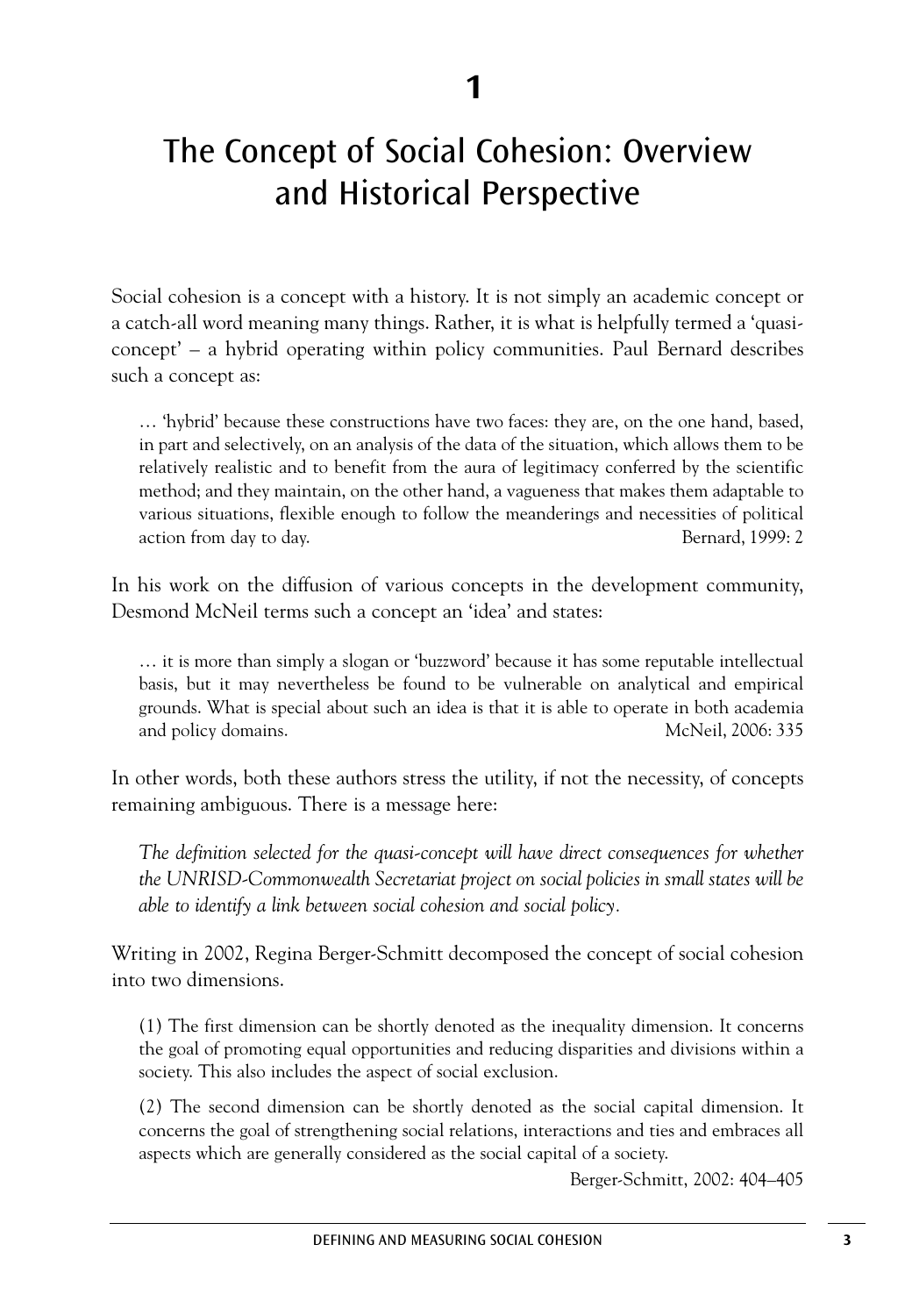# 1

# The Concept of Social Cohesion: Overview and Historical Perspective

Social cohesion is a concept with a history. It is not simply an academic concept or a catch-all word meaning many things. Rather, it is what is helpfully termed a 'quasi-concept' – a hybrid operating within policy communities. Paul Bernard describes such a concept as:

> … 'hybrid' because these constructions have two faces: they are, on the one hand, based, in part and selectively, on an analysis of the data of the situation, which allows them to be relatively realistic and to benefit from the aura of legitimacy conferred by the scientific method; and they maintain, on the other hand, a vagueness that makes them adaptable to various situations, flexible enough to follow the meanderings and necessities of political action from day to day. Bernard, 1999: 2

In his work on the diffusion of various concepts in the development community, Desmond McNeil terms such a concept an 'idea' and states:

> … it is more than simply a slogan or 'buzzword' because it has some reputable intellectual basis, but it may nevertheless be found to be vulnerable on analytical and empirical grounds. What is special about such an idea is that it is able to operate in both academia and policy domains. McNeil, 2006: 335

In other words, both these authors stress the utility, if not the necessity, of concepts remaining ambiguous. There is a message here:

> *The definition selected for the quasi-concept will have direct consequences for whether the UNRISD-Commonwealth Secretariat project on social policies in small states will be able to identify a link between social cohesion and social policy.*

Writing in 2002, Regina Berger-Schmitt decomposed the concept of social cohesion into two dimensions.

> (1) The first dimension can be shortly denoted as the inequality dimension. It concerns the goal of promoting equal opportunities and reducing disparities and divisions within a society. This also includes the aspect of social exclusion.
>
> (2) The second dimension can be shortly denoted as the social capital dimension. It concerns the goal of strengthening social relations, interactions and ties and embraces all aspects which are generally considered as the social capital of a society.
>
> Berger-Schmitt, 2002: 404–405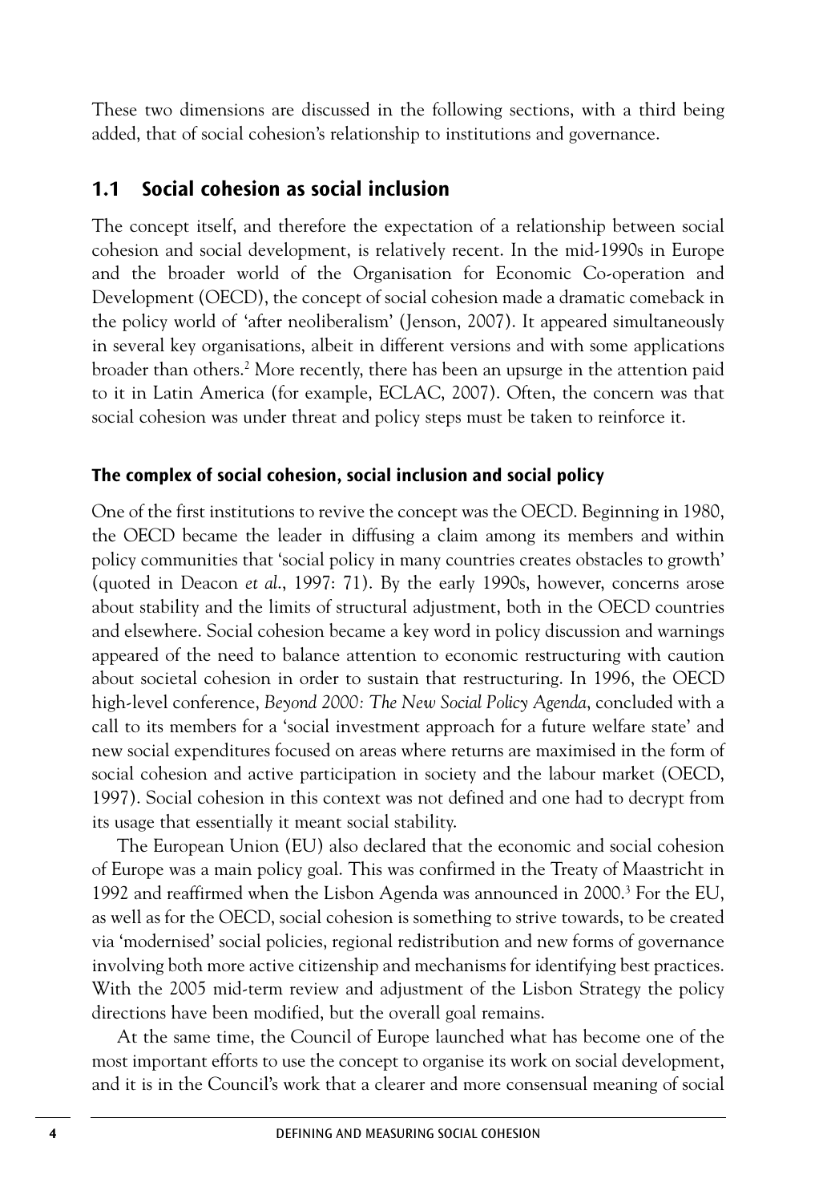These two dimensions are discussed in the following sections, with a third being added, that of social cohesion's relationship to institutions and governance.

## 1.1 Social cohesion as social inclusion

The concept itself, and therefore the expectation of a relationship between social cohesion and social development, is relatively recent. In the mid-1990s in Europe and the broader world of the Organisation for Economic Co-operation and Development (OECD), the concept of social cohesion made a dramatic comeback in the policy world of 'after neoliberalism' (Jenson, 2007). It appeared simultaneously in several key organisations, albeit in different versions and with some applications broader than others.[2] More recently, there has been an upsurge in the attention paid to it in Latin America (for example, ECLAC, 2007). Often, the concern was that social cohesion was under threat and policy steps must be taken to reinforce it.

### The complex of social cohesion, social inclusion and social policy

One of the first institutions to revive the concept was the OECD. Beginning in 1980, the OECD became the leader in diffusing a claim among its members and within policy communities that 'social policy in many countries creates obstacles to growth' (quoted in Deacon *et al.*, 1997: 71). By the early 1990s, however, concerns arose about stability and the limits of structural adjustment, both in the OECD countries and elsewhere. Social cohesion became a key word in policy discussion and warnings appeared of the need to balance attention to economic restructuring with caution about societal cohesion in order to sustain that restructuring. In 1996, the OECD high-level conference, *Beyond 2000: The New Social Policy Agenda*, concluded with a call to its members for a 'social investment approach for a future welfare state' and new social expenditures focused on areas where returns are maximised in the form of social cohesion and active participation in society and the labour market (OECD, 1997). Social cohesion in this context was not defined and one had to decrypt from its usage that essentially it meant social stability.

The European Union (EU) also declared that the economic and social cohesion of Europe was a main policy goal. This was confirmed in the Treaty of Maastricht in 1992 and reaffirmed when the Lisbon Agenda was announced in 2000.[3] For the EU, as well as for the OECD, social cohesion is something to strive towards, to be created via 'modernised' social policies, regional redistribution and new forms of governance involving both more active citizenship and mechanisms for identifying best practices. With the 2005 mid-term review and adjustment of the Lisbon Strategy the policy directions have been modified, but the overall goal remains.

At the same time, the Council of Europe launched what has become one of the most important efforts to use the concept to organise its work on social development, and it is in the Council's work that a clearer and more consensual meaning of social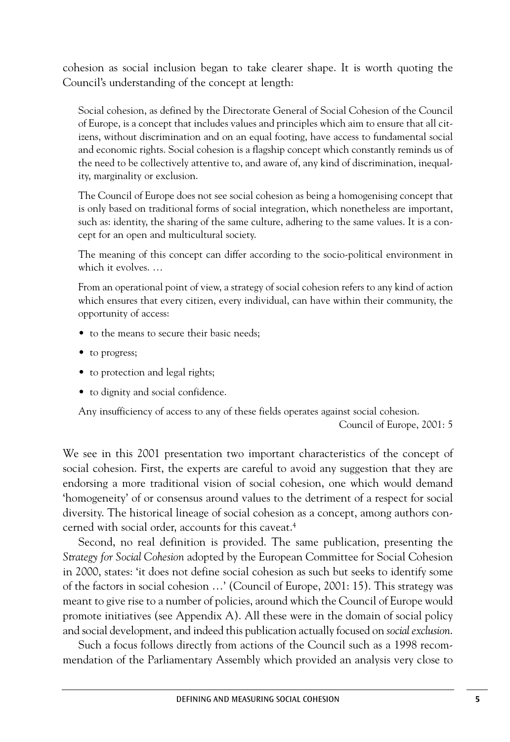cohesion as social inclusion began to take clearer shape. It is worth quoting the Council's understanding of the concept at length:

> Social cohesion, as defined by the Directorate General of Social Cohesion of the Council of Europe, is a concept that includes values and principles which aim to ensure that all citizens, without discrimination and on an equal footing, have access to fundamental social and economic rights. Social cohesion is a flagship concept which constantly reminds us of the need to be collectively attentive to, and aware of, any kind of discrimination, inequality, marginality or exclusion.
>
> The Council of Europe does not see social cohesion as being a homogenising concept that is only based on traditional forms of social integration, which nonetheless are important, such as: identity, the sharing of the same culture, adhering to the same values. It is a concept for an open and multicultural society.
>
> The meaning of this concept can differ according to the socio-political environment in which it evolves. …
>
> From an operational point of view, a strategy of social cohesion refers to any kind of action which ensures that every citizen, every individual, can have within their community, the opportunity of access:
>
> - to the means to secure their basic needs;
> - to progress;
> - to protection and legal rights;
> - to dignity and social confidence.
>
> Any insufficiency of access to any of these fields operates against social cohesion.
>
> Council of Europe, 2001: 5

We see in this 2001 presentation two important characteristics of the concept of social cohesion. First, the experts are careful to avoid any suggestion that they are endorsing a more traditional vision of social cohesion, one which would demand 'homogeneity' of or consensus around values to the detriment of a respect for social diversity. The historical lineage of social cohesion as a concept, among authors concerned with social order, accounts for this caveat.[4]

Second, no real definition is provided. The same publication, presenting the *Strategy for Social Cohesion* adopted by the European Committee for Social Cohesion in 2000, states: 'it does not define social cohesion as such but seeks to identify some of the factors in social cohesion …' (Council of Europe, 2001: 15). This strategy was meant to give rise to a number of policies, around which the Council of Europe would promote initiatives (see Appendix A). All these were in the domain of social policy and social development, and indeed this publication actually focused on *social exclusion*.

Such a focus follows directly from actions of the Council such as a 1998 recommendation of the Parliamentary Assembly which provided an analysis very close to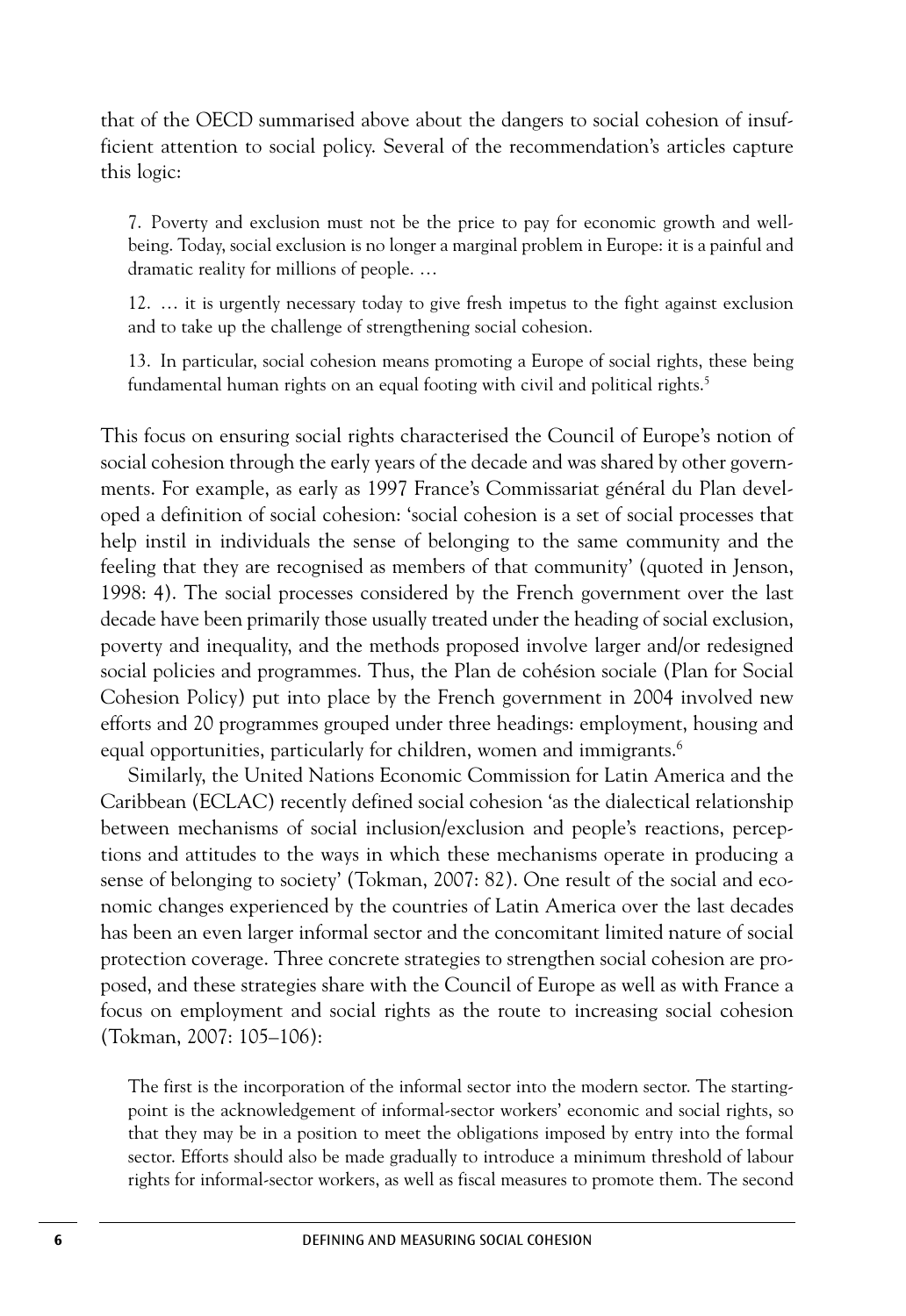that of the OECD summarised above about the dangers to social cohesion of insufficient attention to social policy. Several of the recommendation's articles capture this logic:

> 7. Poverty and exclusion must not be the price to pay for economic growth and well-being. Today, social exclusion is no longer a marginal problem in Europe: it is a painful and dramatic reality for millions of people. …
>
> 12. … it is urgently necessary today to give fresh impetus to the fight against exclusion and to take up the challenge of strengthening social cohesion.
>
> 13. In particular, social cohesion means promoting a Europe of social rights, these being fundamental human rights on an equal footing with civil and political rights.[5]

This focus on ensuring social rights characterised the Council of Europe's notion of social cohesion through the early years of the decade and was shared by other governments. For example, as early as 1997 France's Commissariat général du Plan developed a definition of social cohesion: 'social cohesion is a set of social processes that help instil in individuals the sense of belonging to the same community and the feeling that they are recognised as members of that community' (quoted in Jenson, 1998: 4). The social processes considered by the French government over the last decade have been primarily those usually treated under the heading of social exclusion, poverty and inequality, and the methods proposed involve larger and/or redesigned social policies and programmes. Thus, the Plan de cohésion sociale (Plan for Social Cohesion Policy) put into place by the French government in 2004 involved new efforts and 20 programmes grouped under three headings: employment, housing and equal opportunities, particularly for children, women and immigrants.[6]

Similarly, the United Nations Economic Commission for Latin America and the Caribbean (ECLAC) recently defined social cohesion 'as the dialectical relationship between mechanisms of social inclusion/exclusion and people's reactions, perceptions and attitudes to the ways in which these mechanisms operate in producing a sense of belonging to society' (Tokman, 2007: 82). One result of the social and economic changes experienced by the countries of Latin America over the last decades has been an even larger informal sector and the concomitant limited nature of social protection coverage. Three concrete strategies to strengthen social cohesion are proposed, and these strategies share with the Council of Europe as well as with France a focus on employment and social rights as the route to increasing social cohesion (Tokman, 2007: 105–106):

> The first is the incorporation of the informal sector into the modern sector. The starting-point is the acknowledgement of informal-sector workers' economic and social rights, so that they may be in a position to meet the obligations imposed by entry into the formal sector. Efforts should also be made gradually to introduce a minimum threshold of labour rights for informal-sector workers, as well as fiscal measures to promote them. The second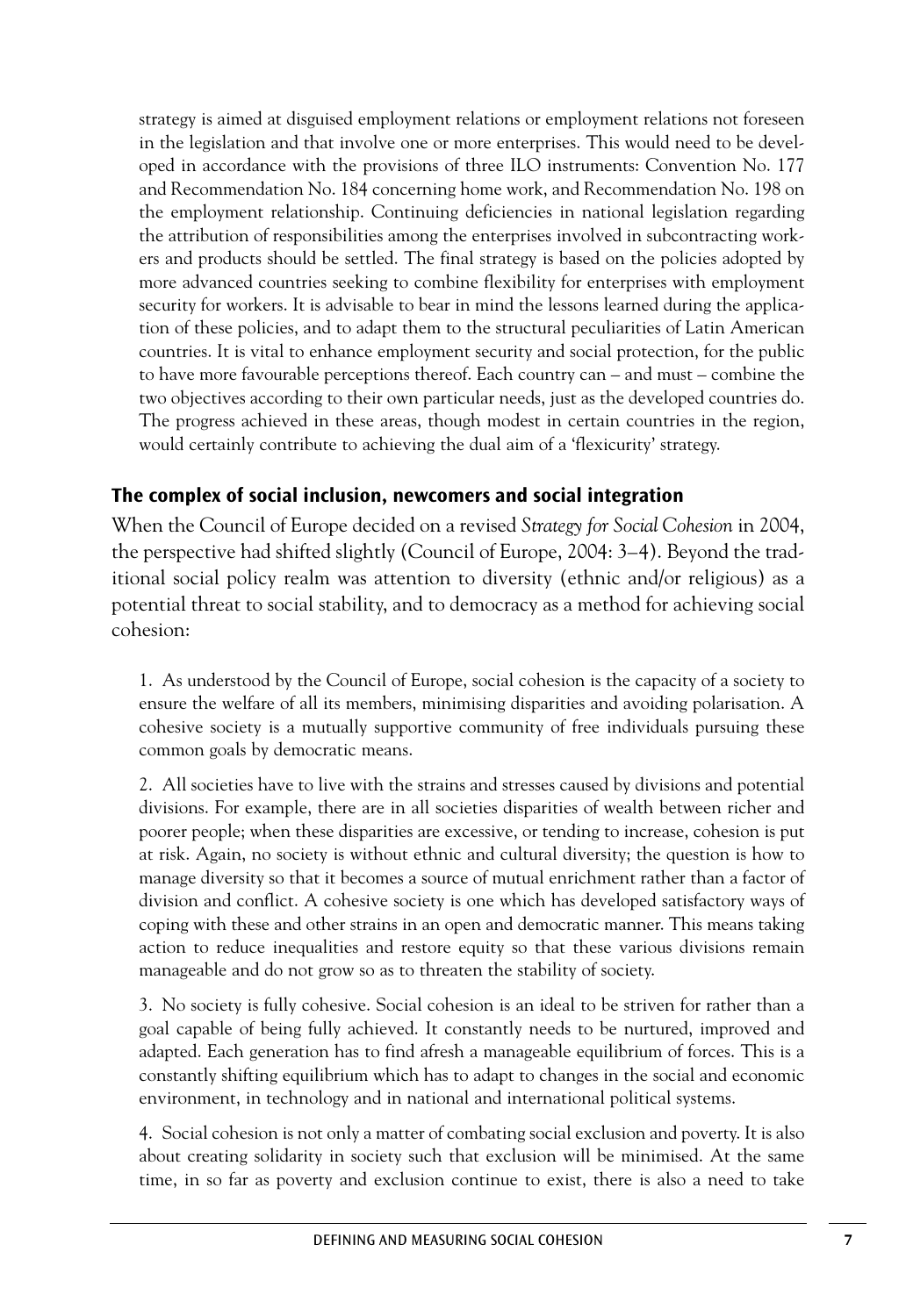strategy is aimed at disguised employment relations or employment relations not foreseen in the legislation and that involve one or more enterprises. This would need to be developed in accordance with the provisions of three ILO instruments: Convention No. 177 and Recommendation No. 184 concerning home work, and Recommendation No. 198 on the employment relationship. Continuing deficiencies in national legislation regarding the attribution of responsibilities among the enterprises involved in subcontracting workers and products should be settled. The final strategy is based on the policies adopted by more advanced countries seeking to combine flexibility for enterprises with employment security for workers. It is advisable to bear in mind the lessons learned during the application of these policies, and to adapt them to the structural peculiarities of Latin American countries. It is vital to enhance employment security and social protection, for the public to have more favourable perceptions thereof. Each country can – and must – combine the two objectives according to their own particular needs, just as the developed countries do. The progress achieved in these areas, though modest in certain countries in the region, would certainly contribute to achieving the dual aim of a 'flexicurity' strategy.

## The complex of social inclusion, newcomers and social integration

When the Council of Europe decided on a revised *Strategy for Social Cohesion* in 2004, the perspective had shifted slightly (Council of Europe, 2004: 3–4). Beyond the traditional social policy realm was attention to diversity (ethnic and/or religious) as a potential threat to social stability, and to democracy as a method for achieving social cohesion:

1. As understood by the Council of Europe, social cohesion is the capacity of a society to ensure the welfare of all its members, minimising disparities and avoiding polarisation. A cohesive society is a mutually supportive community of free individuals pursuing these common goals by democratic means.

2. All societies have to live with the strains and stresses caused by divisions and potential divisions. For example, there are in all societies disparities of wealth between richer and poorer people; when these disparities are excessive, or tending to increase, cohesion is put at risk. Again, no society is without ethnic and cultural diversity; the question is how to manage diversity so that it becomes a source of mutual enrichment rather than a factor of division and conflict. A cohesive society is one which has developed satisfactory ways of coping with these and other strains in an open and democratic manner. This means taking action to reduce inequalities and restore equity so that these various divisions remain manageable and do not grow so as to threaten the stability of society.

3. No society is fully cohesive. Social cohesion is an ideal to be striven for rather than a goal capable of being fully achieved. It constantly needs to be nurtured, improved and adapted. Each generation has to find afresh a manageable equilibrium of forces. This is a constantly shifting equilibrium which has to adapt to changes in the social and economic environment, in technology and in national and international political systems.

4. Social cohesion is not only a matter of combating social exclusion and poverty. It is also about creating solidarity in society such that exclusion will be minimised. At the same time, in so far as poverty and exclusion continue to exist, there is also a need to take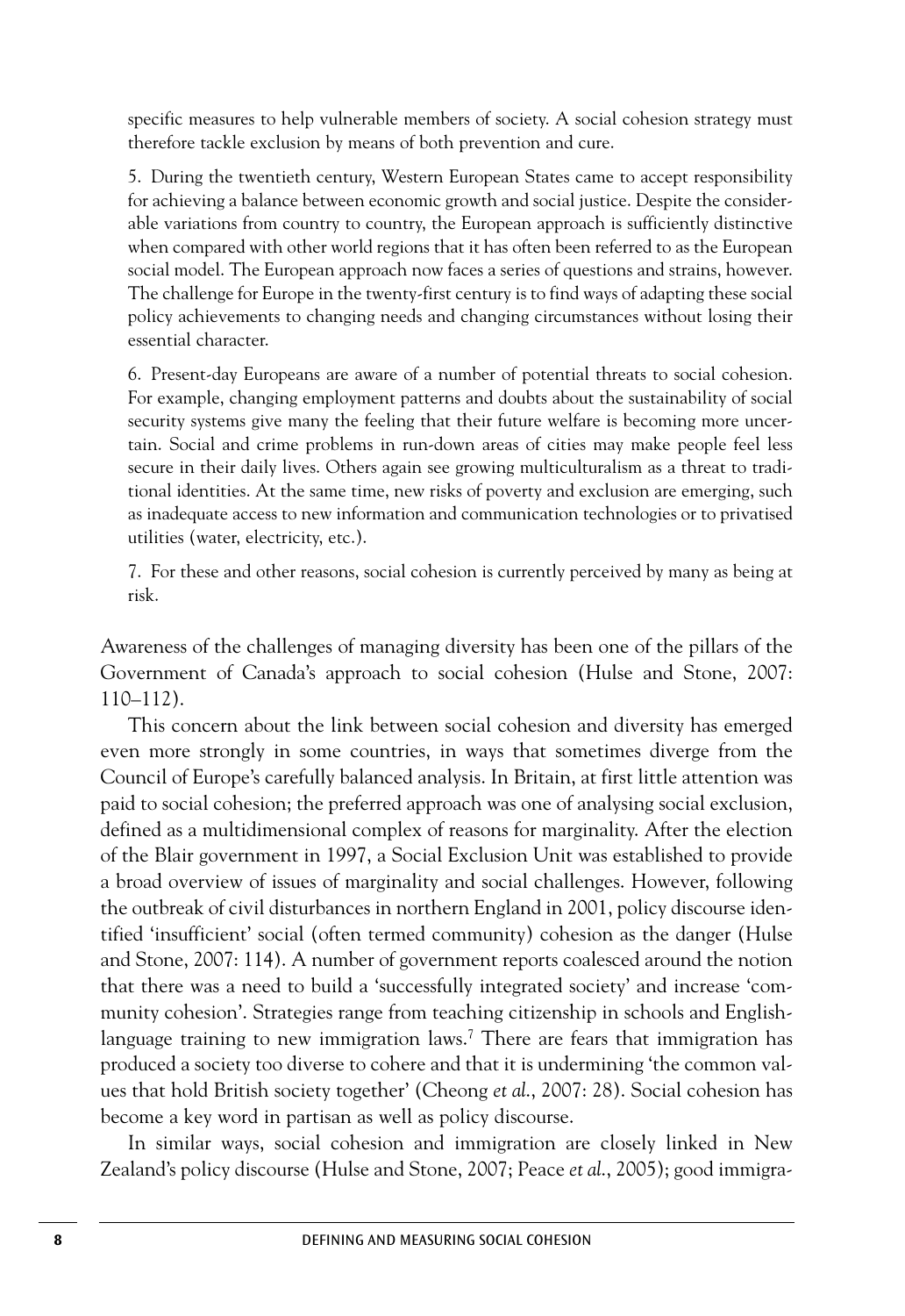specific measures to help vulnerable members of society. A social cohesion strategy must therefore tackle exclusion by means of both prevention and cure.

5. During the twentieth century, Western European States came to accept responsibility for achieving a balance between economic growth and social justice. Despite the considerable variations from country to country, the European approach is sufficiently distinctive when compared with other world regions that it has often been referred to as the European social model. The European approach now faces a series of questions and strains, however. The challenge for Europe in the twenty-first century is to find ways of adapting these social policy achievements to changing needs and changing circumstances without losing their essential character.

6. Present-day Europeans are aware of a number of potential threats to social cohesion. For example, changing employment patterns and doubts about the sustainability of social security systems give many the feeling that their future welfare is becoming more uncertain. Social and crime problems in run-down areas of cities may make people feel less secure in their daily lives. Others again see growing multiculturalism as a threat to traditional identities. At the same time, new risks of poverty and exclusion are emerging, such as inadequate access to new information and communication technologies or to privatised utilities (water, electricity, etc.).

7. For these and other reasons, social cohesion is currently perceived by many as being at risk.

Awareness of the challenges of managing diversity has been one of the pillars of the Government of Canada's approach to social cohesion (Hulse and Stone, 2007: 110–112).

This concern about the link between social cohesion and diversity has emerged even more strongly in some countries, in ways that sometimes diverge from the Council of Europe's carefully balanced analysis. In Britain, at first little attention was paid to social cohesion; the preferred approach was one of analysing social exclusion, defined as a multidimensional complex of reasons for marginality. After the election of the Blair government in 1997, a Social Exclusion Unit was established to provide a broad overview of issues of marginality and social challenges. However, following the outbreak of civil disturbances in northern England in 2001, policy discourse identified 'insufficient' social (often termed community) cohesion as the danger (Hulse and Stone, 2007: 114). A number of government reports coalesced around the notion that there was a need to build a 'successfully integrated society' and increase 'community cohesion'. Strategies range from teaching citizenship in schools and English-language training to new immigration laws.[7] There are fears that immigration has produced a society too diverse to cohere and that it is undermining 'the common values that hold British society together' (Cheong *et al.*, 2007: 28). Social cohesion has become a key word in partisan as well as policy discourse.

In similar ways, social cohesion and immigration are closely linked in New Zealand's policy discourse (Hulse and Stone, 2007; Peace *et al.*, 2005); good immigra-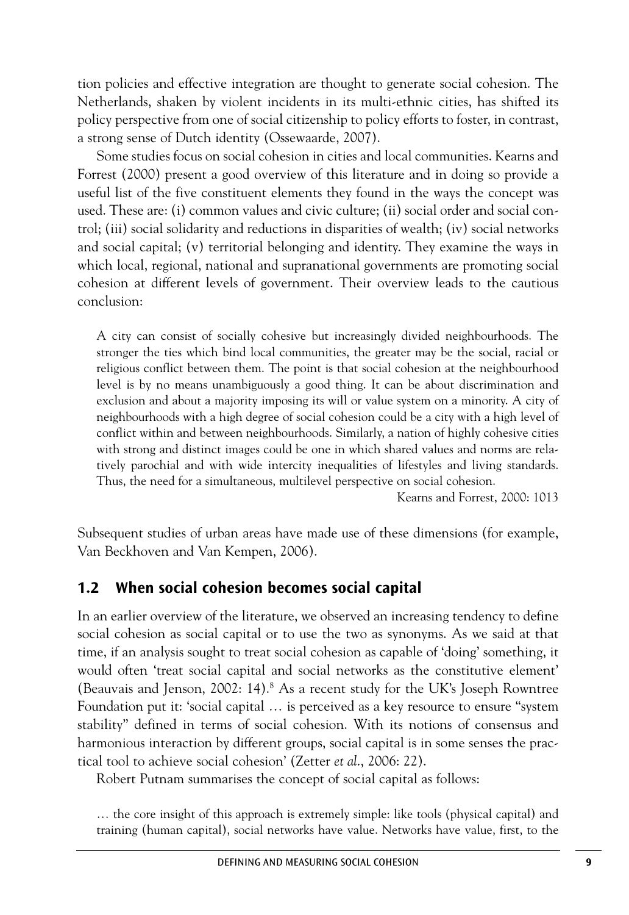tion policies and effective integration are thought to generate social cohesion. The Netherlands, shaken by violent incidents in its multi-ethnic cities, has shifted its policy perspective from one of social citizenship to policy efforts to foster, in contrast, a strong sense of Dutch identity (Ossewaarde, 2007).

Some studies focus on social cohesion in cities and local communities. Kearns and Forrest (2000) present a good overview of this literature and in doing so provide a useful list of the five constituent elements they found in the ways the concept was used. These are: (i) common values and civic culture; (ii) social order and social control; (iii) social solidarity and reductions in disparities of wealth; (iv) social networks and social capital; (v) territorial belonging and identity. They examine the ways in which local, regional, national and supranational governments are promoting social cohesion at different levels of government. Their overview leads to the cautious conclusion:

> A city can consist of socially cohesive but increasingly divided neighbourhoods. The stronger the ties which bind local communities, the greater may be the social, racial or religious conflict between them. The point is that social cohesion at the neighbourhood level is by no means unambiguously a good thing. It can be about discrimination and exclusion and about a majority imposing its will or value system on a minority. A city of neighbourhoods with a high degree of social cohesion could be a city with a high level of conflict within and between neighbourhoods. Similarly, a nation of highly cohesive cities with strong and distinct images could be one in which shared values and norms are relatively parochial and with wide intercity inequalities of lifestyles and living standards. Thus, the need for a simultaneous, multilevel perspective on social cohesion.
>
> Kearns and Forrest, 2000: 1013

Subsequent studies of urban areas have made use of these dimensions (for example, Van Beckhoven and Van Kempen, 2006).

## 1.2 When social cohesion becomes social capital

In an earlier overview of the literature, we observed an increasing tendency to define social cohesion as social capital or to use the two as synonyms. As we said at that time, if an analysis sought to treat social cohesion as capable of 'doing' something, it would often 'treat social capital and social networks as the constitutive element' (Beauvais and Jenson, 2002: 14).[8] As a recent study for the UK's Joseph Rowntree Foundation put it: 'social capital … is perceived as a key resource to ensure "system stability" defined in terms of social cohesion. With its notions of consensus and harmonious interaction by different groups, social capital is in some senses the practical tool to achieve social cohesion' (Zetter *et al.*, 2006: 22).

Robert Putnam summarises the concept of social capital as follows:

> … the core insight of this approach is extremely simple: like tools (physical capital) and training (human capital), social networks have value. Networks have value, first, to the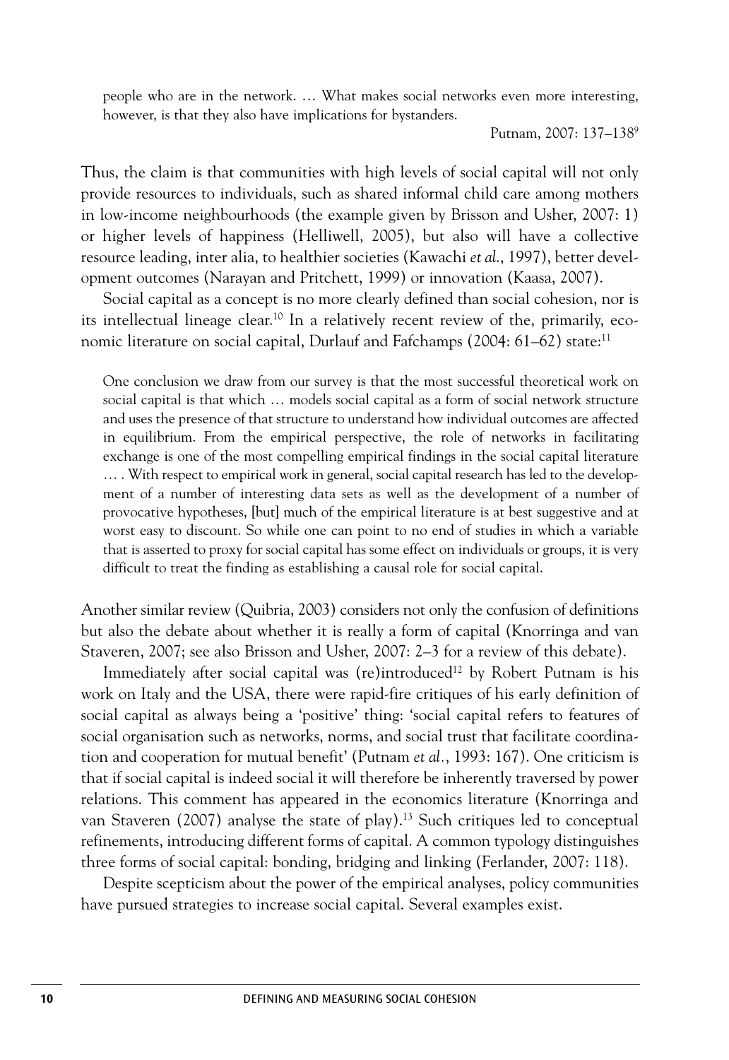> people who are in the network. … What makes social networks even more interesting, however, is that they also have implications for bystanders.
>
> Putnam, 2007: 137–138[9]

Thus, the claim is that communities with high levels of social capital will not only provide resources to individuals, such as shared informal child care among mothers in low-income neighbourhoods (the example given by Brisson and Usher, 2007: 1) or higher levels of happiness (Helliwell, 2005), but also will have a collective resource leading, inter alia, to healthier societies (Kawachi *et al.*, 1997), better development outcomes (Narayan and Pritchett, 1999) or innovation (Kaasa, 2007).

Social capital as a concept is no more clearly defined than social cohesion, nor is its intellectual lineage clear.[10] In a relatively recent review of the, primarily, economic literature on social capital, Durlauf and Fafchamps (2004: 61–62) state:[11]

> One conclusion we draw from our survey is that the most successful theoretical work on social capital is that which … models social capital as a form of social network structure and uses the presence of that structure to understand how individual outcomes are affected in equilibrium. From the empirical perspective, the role of networks in facilitating exchange is one of the most compelling empirical findings in the social capital literature … . With respect to empirical work in general, social capital research has led to the development of a number of interesting data sets as well as the development of a number of provocative hypotheses, [but] much of the empirical literature is at best suggestive and at worst easy to discount. So while one can point to no end of studies in which a variable that is asserted to proxy for social capital has some effect on individuals or groups, it is very difficult to treat the finding as establishing a causal role for social capital.

Another similar review (Quibria, 2003) considers not only the confusion of definitions but also the debate about whether it is really a form of capital (Knorringa and van Staveren, 2007; see also Brisson and Usher, 2007: 2–3 for a review of this debate).

Immediately after social capital was (re)introduced[12] by Robert Putnam is his work on Italy and the USA, there were rapid-fire critiques of his early definition of social capital as always being a 'positive' thing: 'social capital refers to features of social organisation such as networks, norms, and social trust that facilitate coordination and cooperation for mutual benefit' (Putnam *et al.*, 1993: 167). One criticism is that if social capital is indeed social it will therefore be inherently traversed by power relations. This comment has appeared in the economics literature (Knorringa and van Staveren (2007) analyse the state of play).[13] Such critiques led to conceptual refinements, introducing different forms of capital. A common typology distinguishes three forms of social capital: bonding, bridging and linking (Ferlander, 2007: 118).

Despite scepticism about the power of the empirical analyses, policy communities have pursued strategies to increase social capital. Several examples exist.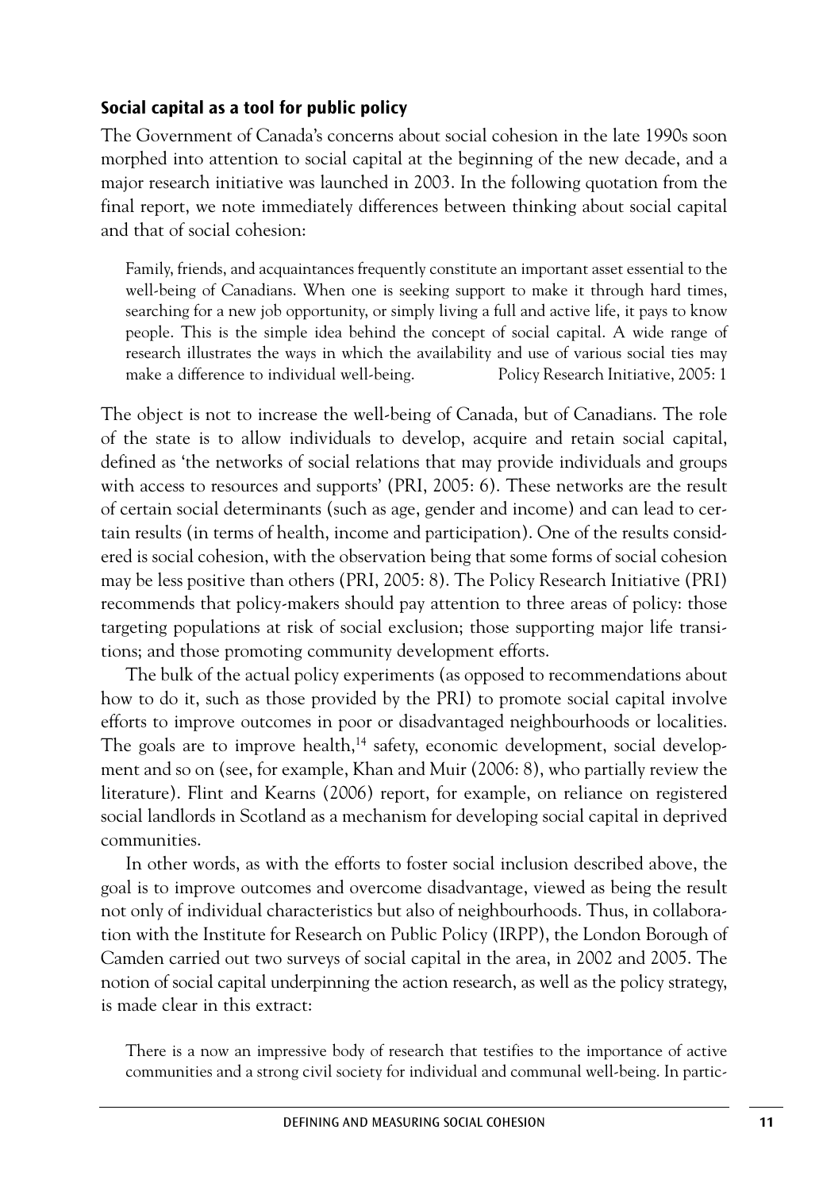### Social capital as a tool for public policy

The Government of Canada's concerns about social cohesion in the late 1990s soon morphed into attention to social capital at the beginning of the new decade, and a major research initiative was launched in 2003. In the following quotation from the final report, we note immediately differences between thinking about social capital and that of social cohesion:

> Family, friends, and acquaintances frequently constitute an important asset essential to the well-being of Canadians. When one is seeking support to make it through hard times, searching for a new job opportunity, or simply living a full and active life, it pays to know people. This is the simple idea behind the concept of social capital. A wide range of research illustrates the ways in which the availability and use of various social ties may make a difference to individual well-being. Policy Research Initiative, 2005: 1

The object is not to increase the well-being of Canada, but of Canadians. The role of the state is to allow individuals to develop, acquire and retain social capital, defined as 'the networks of social relations that may provide individuals and groups with access to resources and supports' (PRI, 2005: 6). These networks are the result of certain social determinants (such as age, gender and income) and can lead to certain results (in terms of health, income and participation). One of the results considered is social cohesion, with the observation being that some forms of social cohesion may be less positive than others (PRI, 2005: 8). The Policy Research Initiative (PRI) recommends that policy-makers should pay attention to three areas of policy: those targeting populations at risk of social exclusion; those supporting major life transitions; and those promoting community development efforts.

The bulk of the actual policy experiments (as opposed to recommendations about how to do it, such as those provided by the PRI) to promote social capital involve efforts to improve outcomes in poor or disadvantaged neighbourhoods or localities. The goals are to improve health,[14] safety, economic development, social development and so on (see, for example, Khan and Muir (2006: 8), who partially review the literature). Flint and Kearns (2006) report, for example, on reliance on registered social landlords in Scotland as a mechanism for developing social capital in deprived communities.

In other words, as with the efforts to foster social inclusion described above, the goal is to improve outcomes and overcome disadvantage, viewed as being the result not only of individual characteristics but also of neighbourhoods. Thus, in collaboration with the Institute for Research on Public Policy (IRPP), the London Borough of Camden carried out two surveys of social capital in the area, in 2002 and 2005. The notion of social capital underpinning the action research, as well as the policy strategy, is made clear in this extract:

> There is a now an impressive body of research that testifies to the importance of active communities and a strong civil society for individual and communal well-being. In partic-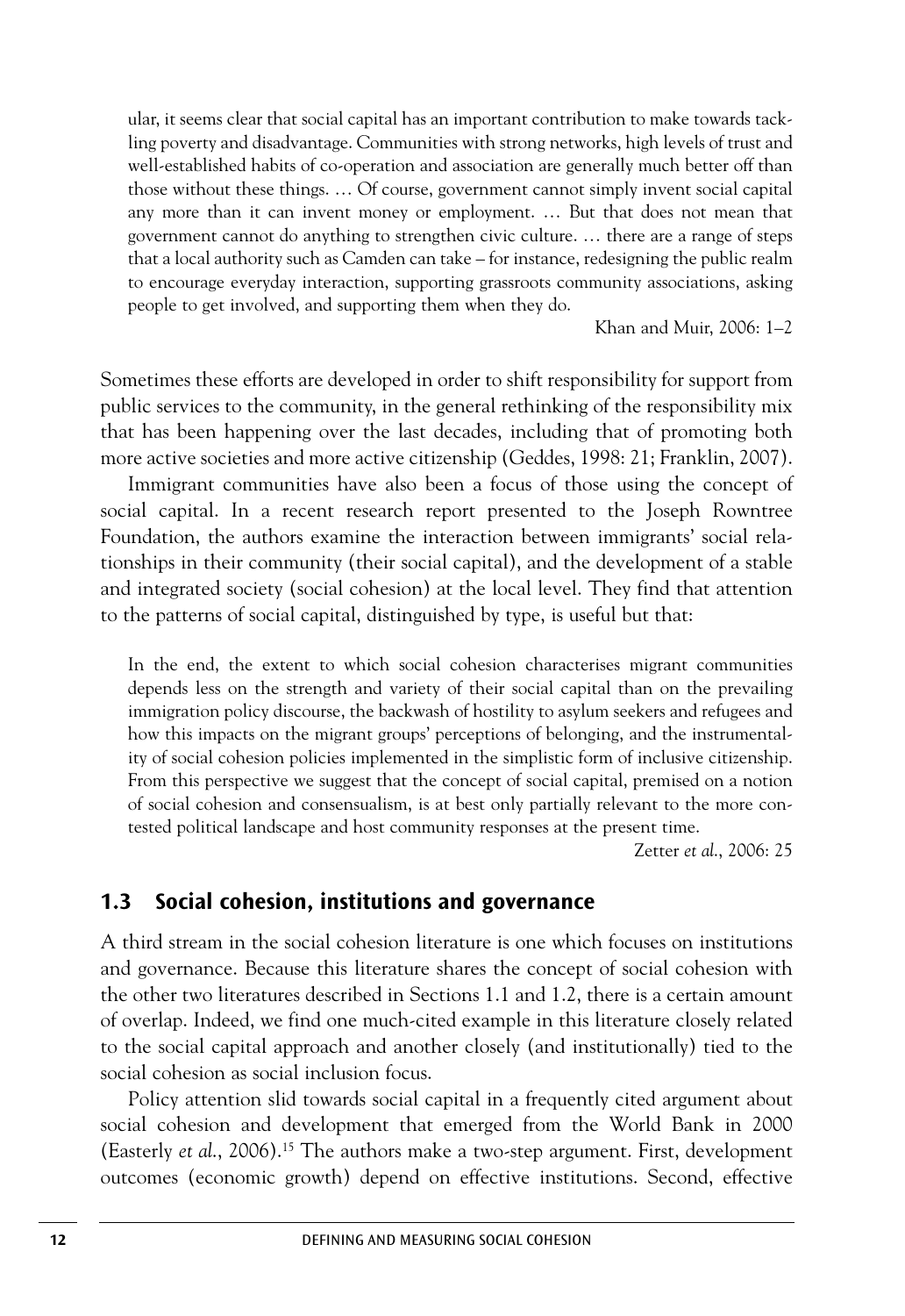ular, it seems clear that social capital has an important contribution to make towards tackling poverty and disadvantage. Communities with strong networks, high levels of trust and well-established habits of co-operation and association are generally much better off than those without these things. … Of course, government cannot simply invent social capital any more than it can invent money or employment. … But that does not mean that government cannot do anything to strengthen civic culture. … there are a range of steps that a local authority such as Camden can take – for instance, redesigning the public realm to encourage everyday interaction, supporting grassroots community associations, asking people to get involved, and supporting them when they do.

Khan and Muir, 2006: 1–2

Sometimes these efforts are developed in order to shift responsibility for support from public services to the community, in the general rethinking of the responsibility mix that has been happening over the last decades, including that of promoting both more active societies and more active citizenship (Geddes, 1998: 21; Franklin, 2007).

Immigrant communities have also been a focus of those using the concept of social capital. In a recent research report presented to the Joseph Rowntree Foundation, the authors examine the interaction between immigrants' social relationships in their community (their social capital), and the development of a stable and integrated society (social cohesion) at the local level. They find that attention to the patterns of social capital, distinguished by type, is useful but that:

In the end, the extent to which social cohesion characterises migrant communities depends less on the strength and variety of their social capital than on the prevailing immigration policy discourse, the backwash of hostility to asylum seekers and refugees and how this impacts on the migrant groups' perceptions of belonging, and the instrumentality of social cohesion policies implemented in the simplistic form of inclusive citizenship. From this perspective we suggest that the concept of social capital, premised on a notion of social cohesion and consensualism, is at best only partially relevant to the more contested political landscape and host community responses at the present time.

Zetter *et al.*, 2006: 25

## 1.3 Social cohesion, institutions and governance

A third stream in the social cohesion literature is one which focuses on institutions and governance. Because this literature shares the concept of social cohesion with the other two literatures described in Sections 1.1 and 1.2, there is a certain amount of overlap. Indeed, we find one much-cited example in this literature closely related to the social capital approach and another closely (and institutionally) tied to the social cohesion as social inclusion focus.

Policy attention slid towards social capital in a frequently cited argument about social cohesion and development that emerged from the World Bank in 2000 (Easterly *et al.*, 2006).[15] The authors make a two-step argument. First, development outcomes (economic growth) depend on effective institutions. Second, effective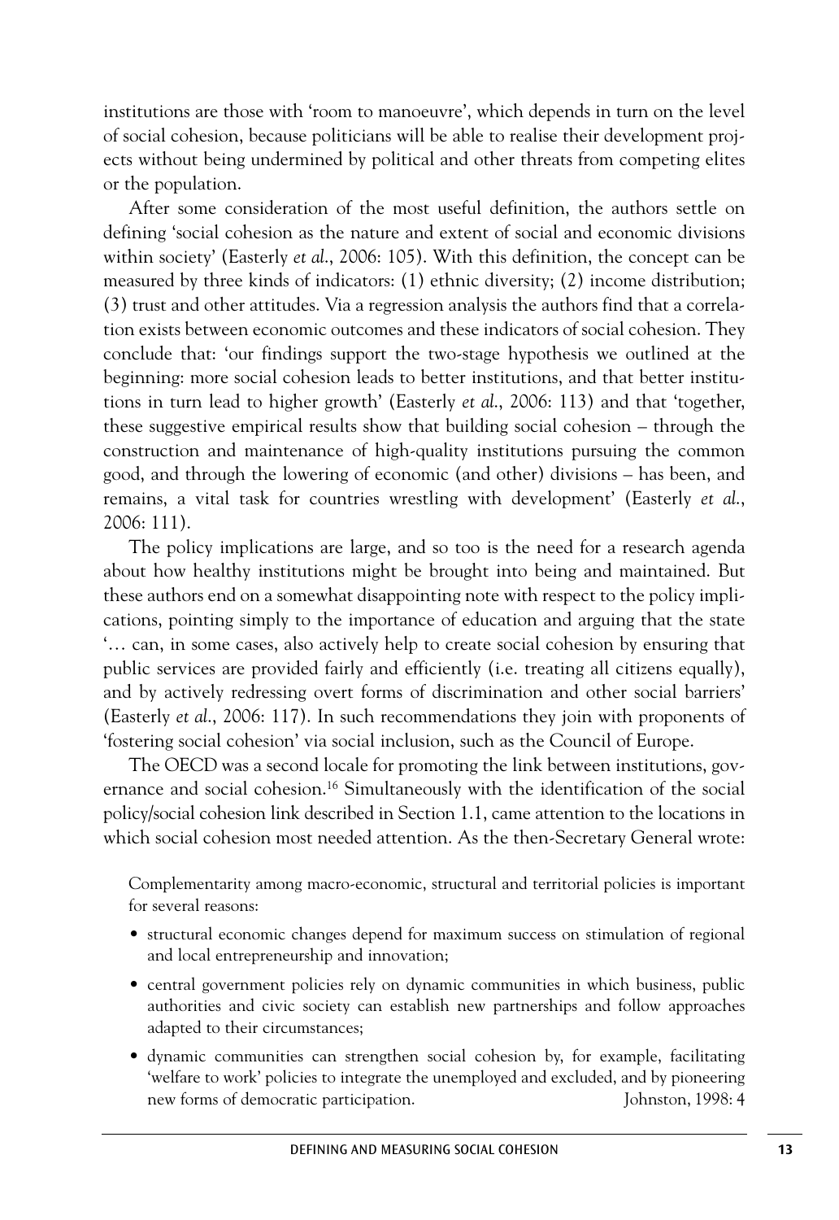institutions are those with 'room to manoeuvre', which depends in turn on the level of social cohesion, because politicians will be able to realise their development projects without being undermined by political and other threats from competing elites or the population.

After some consideration of the most useful definition, the authors settle on defining 'social cohesion as the nature and extent of social and economic divisions within society' (Easterly *et al.*, 2006: 105). With this definition, the concept can be measured by three kinds of indicators: (1) ethnic diversity; (2) income distribution; (3) trust and other attitudes. Via a regression analysis the authors find that a correlation exists between economic outcomes and these indicators of social cohesion. They conclude that: 'our findings support the two-stage hypothesis we outlined at the beginning: more social cohesion leads to better institutions, and that better institutions in turn lead to higher growth' (Easterly *et al.*, 2006: 113) and that 'together, these suggestive empirical results show that building social cohesion – through the construction and maintenance of high-quality institutions pursuing the common good, and through the lowering of economic (and other) divisions – has been, and remains, a vital task for countries wrestling with development' (Easterly *et al.*, 2006: 111).

The policy implications are large, and so too is the need for a research agenda about how healthy institutions might be brought into being and maintained. But these authors end on a somewhat disappointing note with respect to the policy implications, pointing simply to the importance of education and arguing that the state '… can, in some cases, also actively help to create social cohesion by ensuring that public services are provided fairly and efficiently (i.e. treating all citizens equally), and by actively redressing overt forms of discrimination and other social barriers' (Easterly *et al.*, 2006: 117). In such recommendations they join with proponents of 'fostering social cohesion' via social inclusion, such as the Council of Europe.

The OECD was a second locale for promoting the link between institutions, governance and social cohesion.[16] Simultaneously with the identification of the social policy/social cohesion link described in Section 1.1, came attention to the locations in which social cohesion most needed attention. As the then-Secretary General wrote:

> Complementarity among macro-economic, structural and territorial policies is important for several reasons:
>
> - structural economic changes depend for maximum success on stimulation of regional and local entrepreneurship and innovation;
> - central government policies rely on dynamic communities in which business, public authorities and civic society can establish new partnerships and follow approaches adapted to their circumstances;
> - dynamic communities can strengthen social cohesion by, for example, facilitating 'welfare to work' policies to integrate the unemployed and excluded, and by pioneering new forms of democratic participation. Johnston, 1998: 4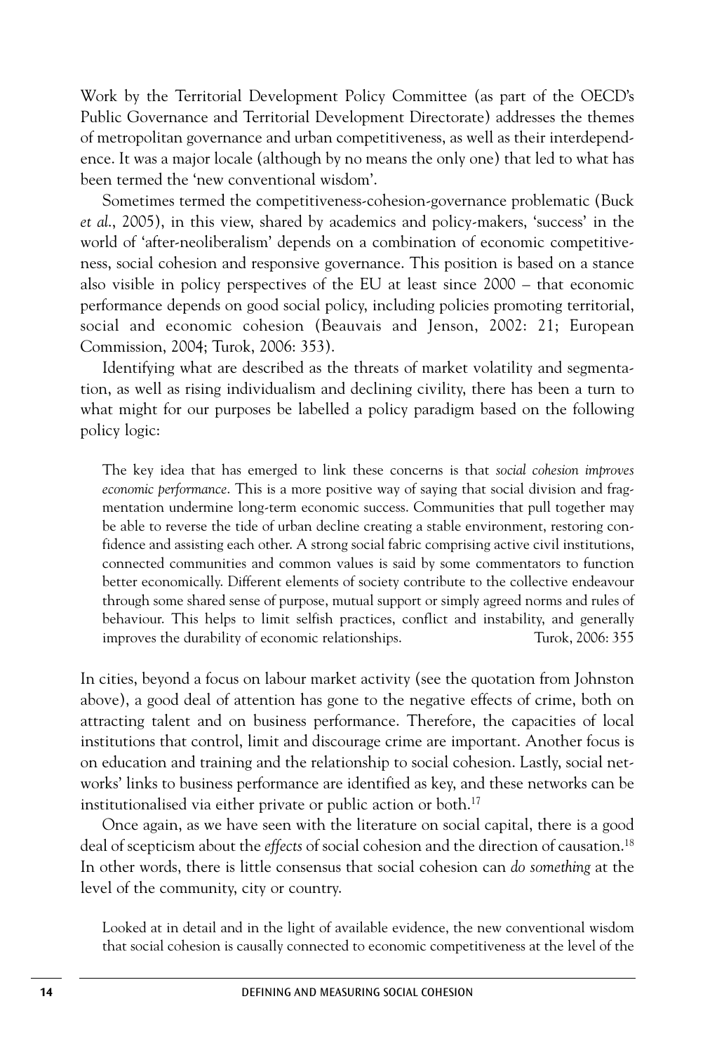Work by the Territorial Development Policy Committee (as part of the OECD's Public Governance and Territorial Development Directorate) addresses the themes of metropolitan governance and urban competitiveness, as well as their interdependence. It was a major locale (although by no means the only one) that led to what has been termed the 'new conventional wisdom'.

Sometimes termed the competitiveness-cohesion-governance problematic (Buck *et al.*, 2005), in this view, shared by academics and policy-makers, 'success' in the world of 'after-neoliberalism' depends on a combination of economic competitiveness, social cohesion and responsive governance. This position is based on a stance also visible in policy perspectives of the EU at least since 2000 – that economic performance depends on good social policy, including policies promoting territorial, social and economic cohesion (Beauvais and Jenson, 2002: 21; European Commission, 2004; Turok, 2006: 353).

Identifying what are described as the threats of market volatility and segmentation, as well as rising individualism and declining civility, there has been a turn to what might for our purposes be labelled a policy paradigm based on the following policy logic:

> The key idea that has emerged to link these concerns is that *social cohesion improves economic performance*. This is a more positive way of saying that social division and fragmentation undermine long-term economic success. Communities that pull together may be able to reverse the tide of urban decline creating a stable environment, restoring confidence and assisting each other. A strong social fabric comprising active civil institutions, connected communities and common values is said by some commentators to function better economically. Different elements of society contribute to the collective endeavour through some shared sense of purpose, mutual support or simply agreed norms and rules of behaviour. This helps to limit selfish practices, conflict and instability, and generally improves the durability of economic relationships. Turok, 2006: 355

In cities, beyond a focus on labour market activity (see the quotation from Johnston above), a good deal of attention has gone to the negative effects of crime, both on attracting talent and on business performance. Therefore, the capacities of local institutions that control, limit and discourage crime are important. Another focus is on education and training and the relationship to social cohesion. Lastly, social networks' links to business performance are identified as key, and these networks can be institutionalised via either private or public action or both.[17]

Once again, as we have seen with the literature on social capital, there is a good deal of scepticism about the *effects* of social cohesion and the direction of causation.[18] In other words, there is little consensus that social cohesion can *do something* at the level of the community, city or country.

> Looked at in detail and in the light of available evidence, the new conventional wisdom that social cohesion is causally connected to economic competitiveness at the level of the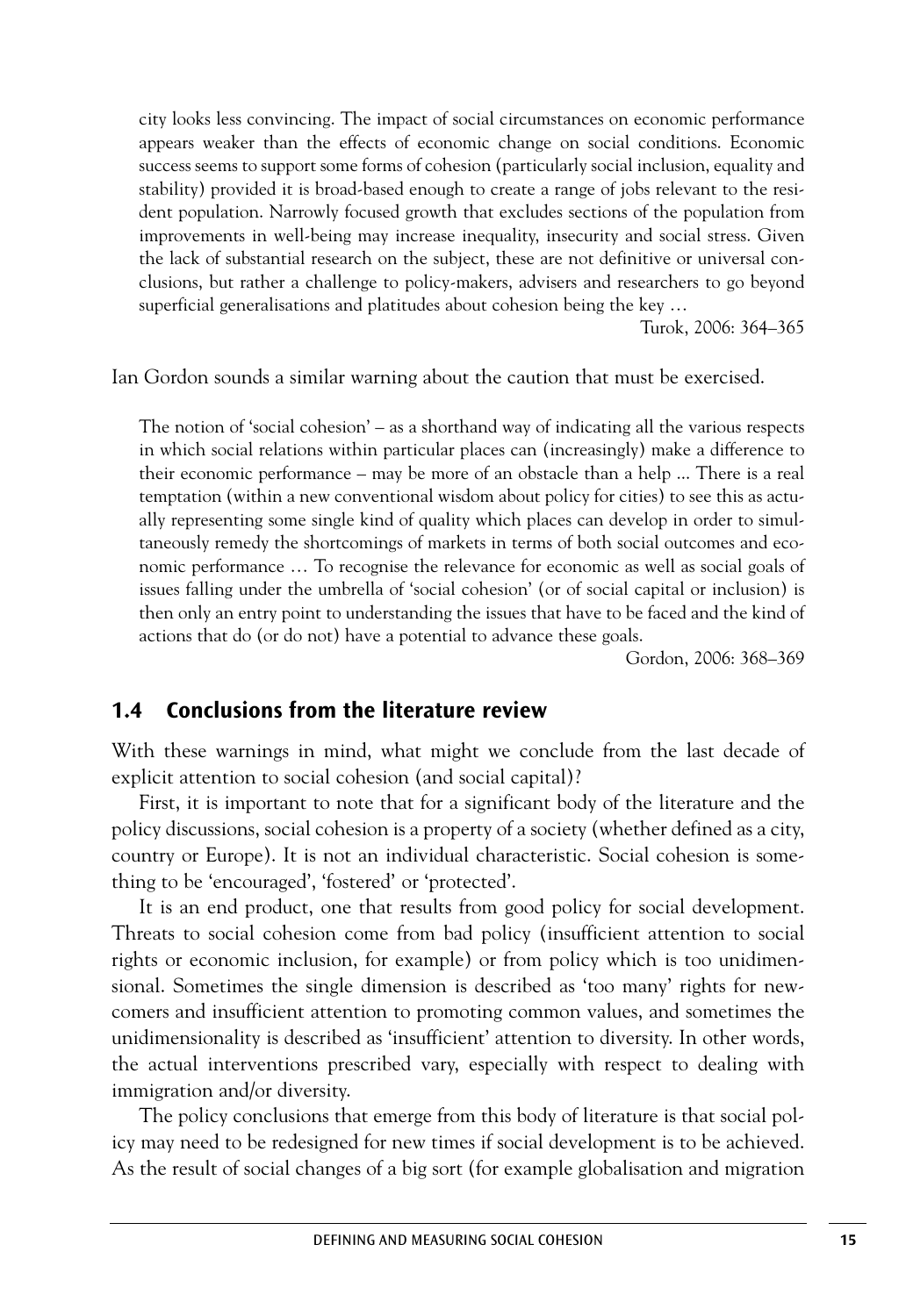city looks less convincing. The impact of social circumstances on economic performance appears weaker than the effects of economic change on social conditions. Economic success seems to support some forms of cohesion (particularly social inclusion, equality and stability) provided it is broad-based enough to create a range of jobs relevant to the resident population. Narrowly focused growth that excludes sections of the population from improvements in well-being may increase inequality, insecurity and social stress. Given the lack of substantial research on the subject, these are not definitive or universal conclusions, but rather a challenge to policy-makers, advisers and researchers to go beyond superficial generalisations and platitudes about cohesion being the key …

Turok, 2006: 364–365

Ian Gordon sounds a similar warning about the caution that must be exercised.

> The notion of 'social cohesion' – as a shorthand way of indicating all the various respects in which social relations within particular places can (increasingly) make a difference to their economic performance – may be more of an obstacle than a help ... There is a real temptation (within a new conventional wisdom about policy for cities) to see this as actually representing some single kind of quality which places can develop in order to simultaneously remedy the shortcomings of markets in terms of both social outcomes and economic performance … To recognise the relevance for economic as well as social goals of issues falling under the umbrella of 'social cohesion' (or of social capital or inclusion) is then only an entry point to understanding the issues that have to be faced and the kind of actions that do (or do not) have a potential to advance these goals.
>
> Gordon, 2006: 368–369

## 1.4 Conclusions from the literature review

With these warnings in mind, what might we conclude from the last decade of explicit attention to social cohesion (and social capital)?

First, it is important to note that for a significant body of the literature and the policy discussions, social cohesion is a property of a society (whether defined as a city, country or Europe). It is not an individual characteristic. Social cohesion is something to be 'encouraged', 'fostered' or 'protected'.

It is an end product, one that results from good policy for social development. Threats to social cohesion come from bad policy (insufficient attention to social rights or economic inclusion, for example) or from policy which is too unidimensional. Sometimes the single dimension is described as 'too many' rights for newcomers and insufficient attention to promoting common values, and sometimes the unidimensionality is described as 'insufficient' attention to diversity. In other words, the actual interventions prescribed vary, especially with respect to dealing with immigration and/or diversity.

The policy conclusions that emerge from this body of literature is that social policy may need to be redesigned for new times if social development is to be achieved. As the result of social changes of a big sort (for example globalisation and migration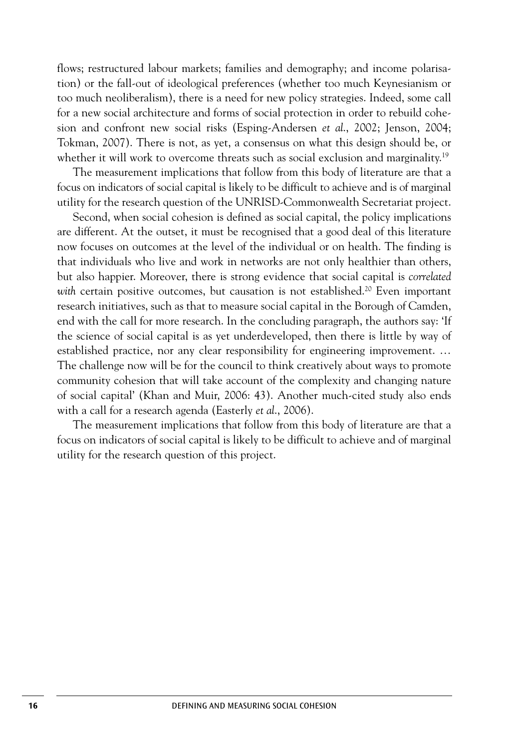flows; restructured labour markets; families and demography; and income polarisation) or the fall-out of ideological preferences (whether too much Keynesianism or too much neoliberalism), there is a need for new policy strategies. Indeed, some call for a new social architecture and forms of social protection in order to rebuild cohesion and confront new social risks (Esping-Andersen *et al.*, 2002; Jenson, 2004; Tokman, 2007). There is not, as yet, a consensus on what this design should be, or whether it will work to overcome threats such as social exclusion and marginality.[19]

The measurement implications that follow from this body of literature are that a focus on indicators of social capital is likely to be difficult to achieve and is of marginal utility for the research question of the UNRISD-Commonwealth Secretariat project.

Second, when social cohesion is defined as social capital, the policy implications are different. At the outset, it must be recognised that a good deal of this literature now focuses on outcomes at the level of the individual or on health. The finding is that individuals who live and work in networks are not only healthier than others, but also happier. Moreover, there is strong evidence that social capital is *correlated with* certain positive outcomes, but causation is not established.[20] Even important research initiatives, such as that to measure social capital in the Borough of Camden, end with the call for more research. In the concluding paragraph, the authors say: 'If the science of social capital is as yet underdeveloped, then there is little by way of established practice, nor any clear responsibility for engineering improvement. … The challenge now will be for the council to think creatively about ways to promote community cohesion that will take account of the complexity and changing nature of social capital' (Khan and Muir, 2006: 43). Another much-cited study also ends with a call for a research agenda (Easterly *et al.*, 2006).

The measurement implications that follow from this body of literature are that a focus on indicators of social capital is likely to be difficult to achieve and of marginal utility for the research question of this project.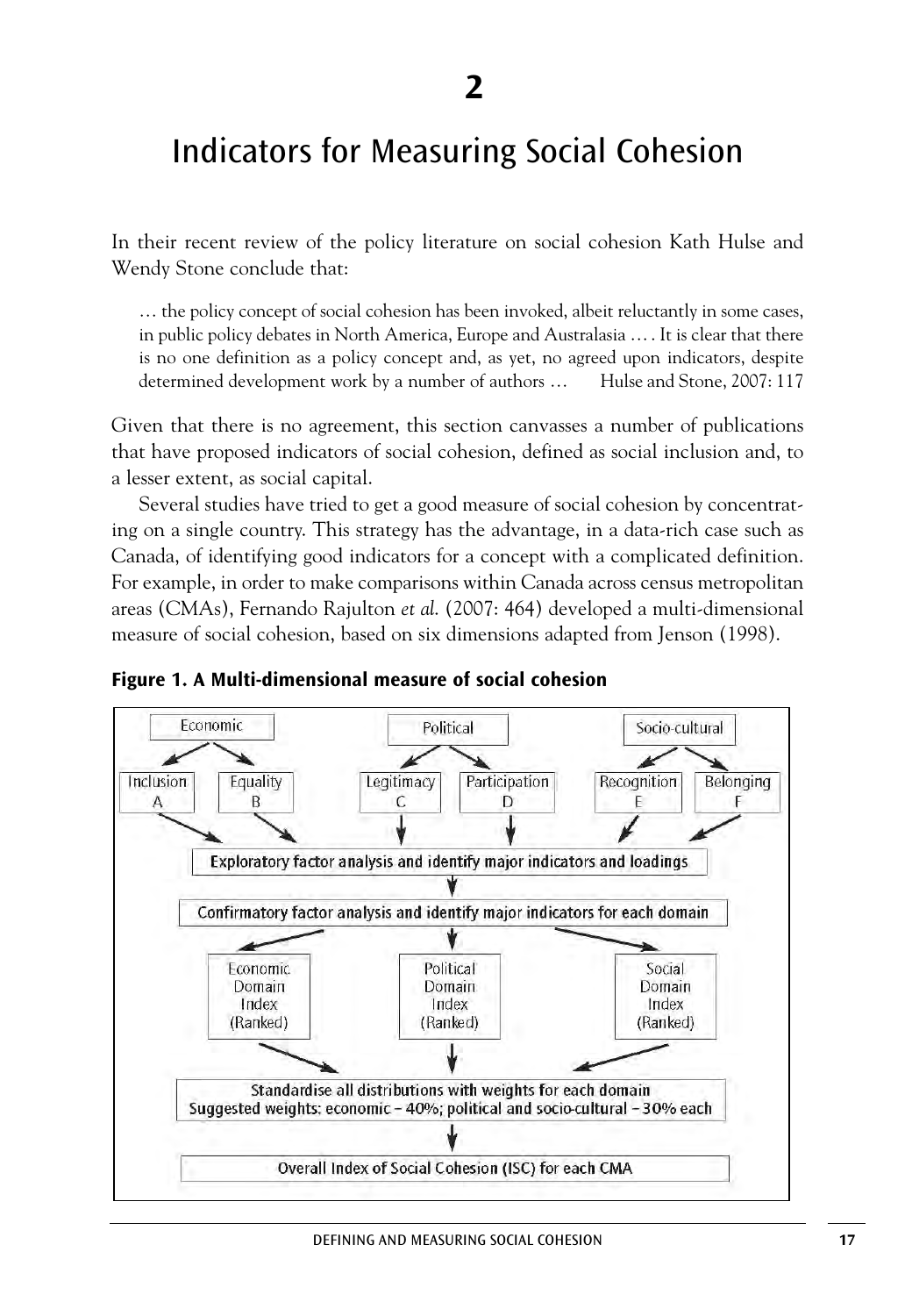# 2

# Indicators for Measuring Social Cohesion

In their recent review of the policy literature on social cohesion Kath Hulse and Wendy Stone conclude that:

> … the policy concept of social cohesion has been invoked, albeit reluctantly in some cases, in public policy debates in North America, Europe and Australasia … . It is clear that there is no one definition as a policy concept and, as yet, no agreed upon indicators, despite determined development work by a number of authors … Hulse and Stone, 2007: 117

Given that there is no agreement, this section canvasses a number of publications that have proposed indicators of social cohesion, defined as social inclusion and, to a lesser extent, as social capital.

Several studies have tried to get a good measure of social cohesion by concentrating on a single country. This strategy has the advantage, in a data-rich case such as Canada, of identifying good indicators for a concept with a complicated definition. For example, in order to make comparisons within Canada across census metropolitan areas (CMAs), Fernando Rajulton *et al.* (2007: 464) developed a multi-dimensional measure of social cohesion, based on six dimensions adapted from Jenson (1998).

**Figure 1. A Multi-dimensional measure of social cohesion**

- Economic → Inclusion (A), Equality (B)
- Political → Legitimacy (C), Participation (D)
- Socio-cultural → Recognition (E), Belonging (F)

A–F → **Exploratory factor analysis and identify major indicators and loadings**

↓

**Confirmatory factor analysis and identify major indicators for each domain**

↓

Economic Domain Index (Ranked) | Political Domain Index (Ranked) | Social Domain Index (Ranked)

↓

**Standardise all distributions with weights for each domain**
**Suggested weights: economic – 40%; political and socio-cultural – 30% each**

↓

**Overall Index of Social Cohesion (ISC) for each CMA**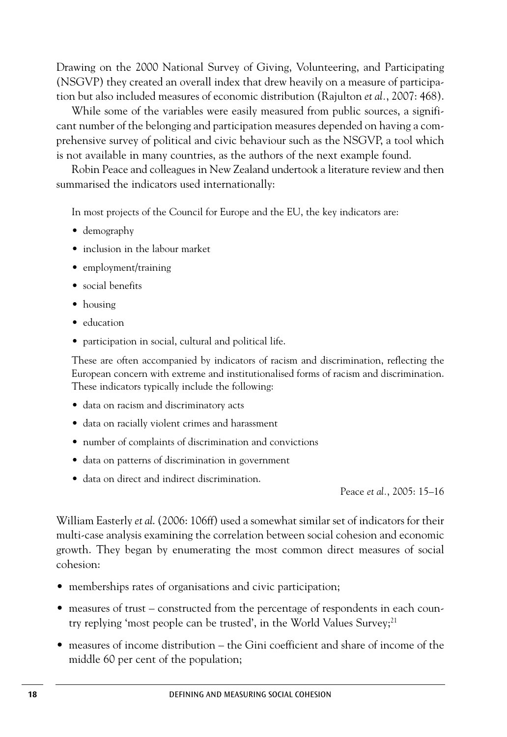Drawing on the 2000 National Survey of Giving, Volunteering, and Participating (NSGVP) they created an overall index that drew heavily on a measure of participation but also included measures of economic distribution (Rajulton *et al.*, 2007: 468).

While some of the variables were easily measured from public sources, a significant number of the belonging and participation measures depended on having a comprehensive survey of political and civic behaviour such as the NSGVP, a tool which is not available in many countries, as the authors of the next example found.

Robin Peace and colleagues in New Zealand undertook a literature review and then summarised the indicators used internationally:

> In most projects of the Council for Europe and the EU, the key indicators are:
>
> - demography
> - inclusion in the labour market
> - employment/training
> - social benefits
> - housing
> - education
> - participation in social, cultural and political life.
>
> These are often accompanied by indicators of racism and discrimination, reflecting the European concern with extreme and institutionalised forms of racism and discrimination. These indicators typically include the following:
>
> - data on racism and discriminatory acts
> - data on racially violent crimes and harassment
> - number of complaints of discrimination and convictions
> - data on patterns of discrimination in government
> - data on direct and indirect discrimination.
>
> Peace *et al.*, 2005: 15–16

William Easterly *et al.* (2006: 106ff) used a somewhat similar set of indicators for their multi-case analysis examining the correlation between social cohesion and economic growth. They began by enumerating the most common direct measures of social cohesion:

- memberships rates of organisations and civic participation;
- measures of trust – constructed from the percentage of respondents in each country replying 'most people can be trusted', in the World Values Survey;[21]
- measures of income distribution – the Gini coefficient and share of income of the middle 60 per cent of the population;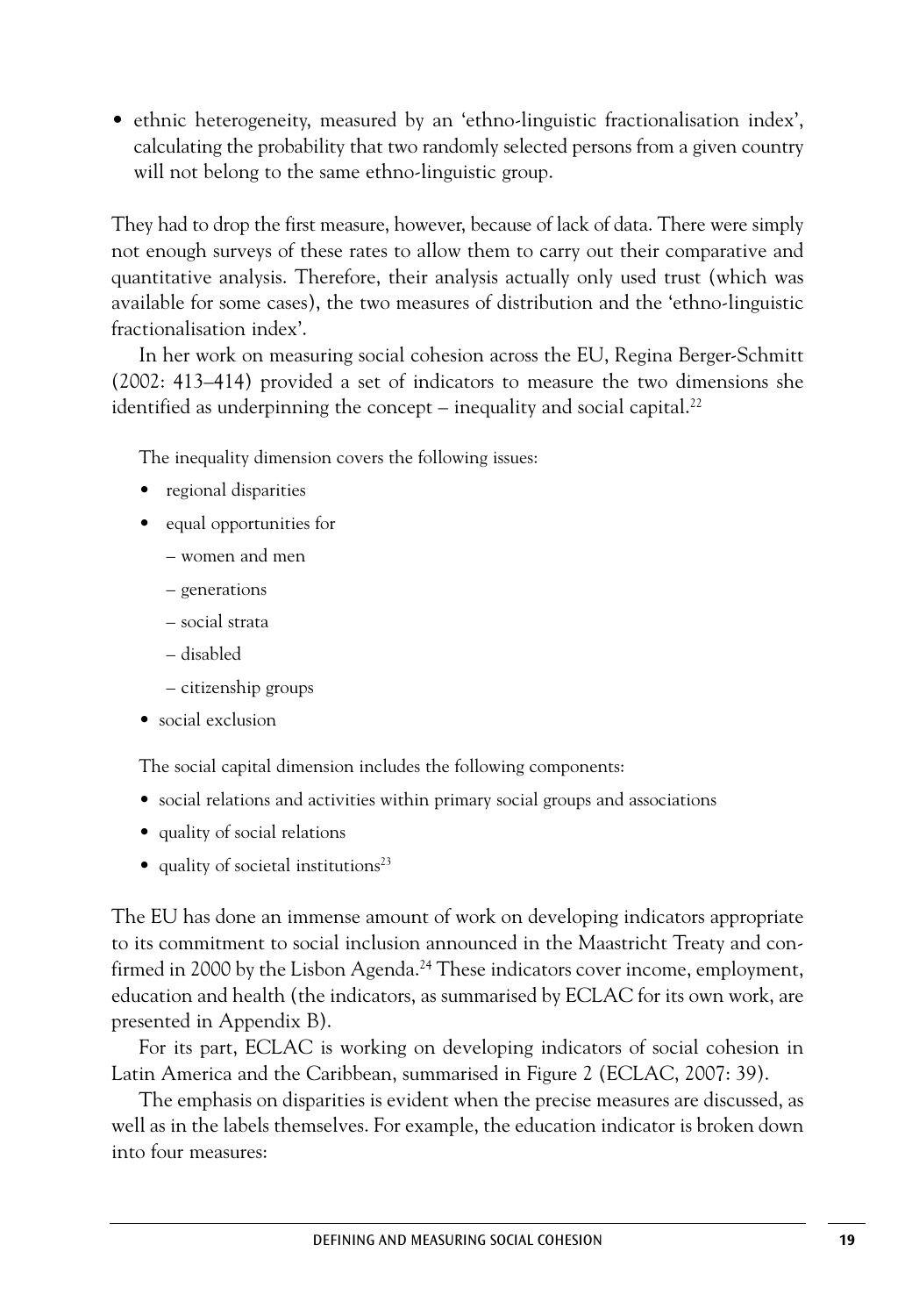- ethnic heterogeneity, measured by an 'ethno-linguistic fractionalisation index', calculating the probability that two randomly selected persons from a given country will not belong to the same ethno-linguistic group.

They had to drop the first measure, however, because of lack of data. There were simply not enough surveys of these rates to allow them to carry out their comparative and quantitative analysis. Therefore, their analysis actually only used trust (which was available for some cases), the two measures of distribution and the 'ethno-linguistic fractionalisation index'.

In her work on measuring social cohesion across the EU, Regina Berger-Schmitt (2002: 413–414) provided a set of indicators to measure the two dimensions she identified as underpinning the concept – inequality and social capital.[22]

> The inequality dimension covers the following issues:
>
> - regional disparities
> - equal opportunities for
>   - women and men
>   - generations
>   - social strata
>   - disabled
>   - citizenship groups
> - social exclusion
>
> The social capital dimension includes the following components:
>
> - social relations and activities within primary social groups and associations
> - quality of social relations
> - quality of societal institutions[23]

The EU has done an immense amount of work on developing indicators appropriate to its commitment to social inclusion announced in the Maastricht Treaty and confirmed in 2000 by the Lisbon Agenda.[24] These indicators cover income, employment, education and health (the indicators, as summarised by ECLAC for its own work, are presented in Appendix B).

For its part, ECLAC is working on developing indicators of social cohesion in Latin America and the Caribbean, summarised in Figure 2 (ECLAC, 2007: 39).

The emphasis on disparities is evident when the precise measures are discussed, as well as in the labels themselves. For example, the education indicator is broken down into four measures: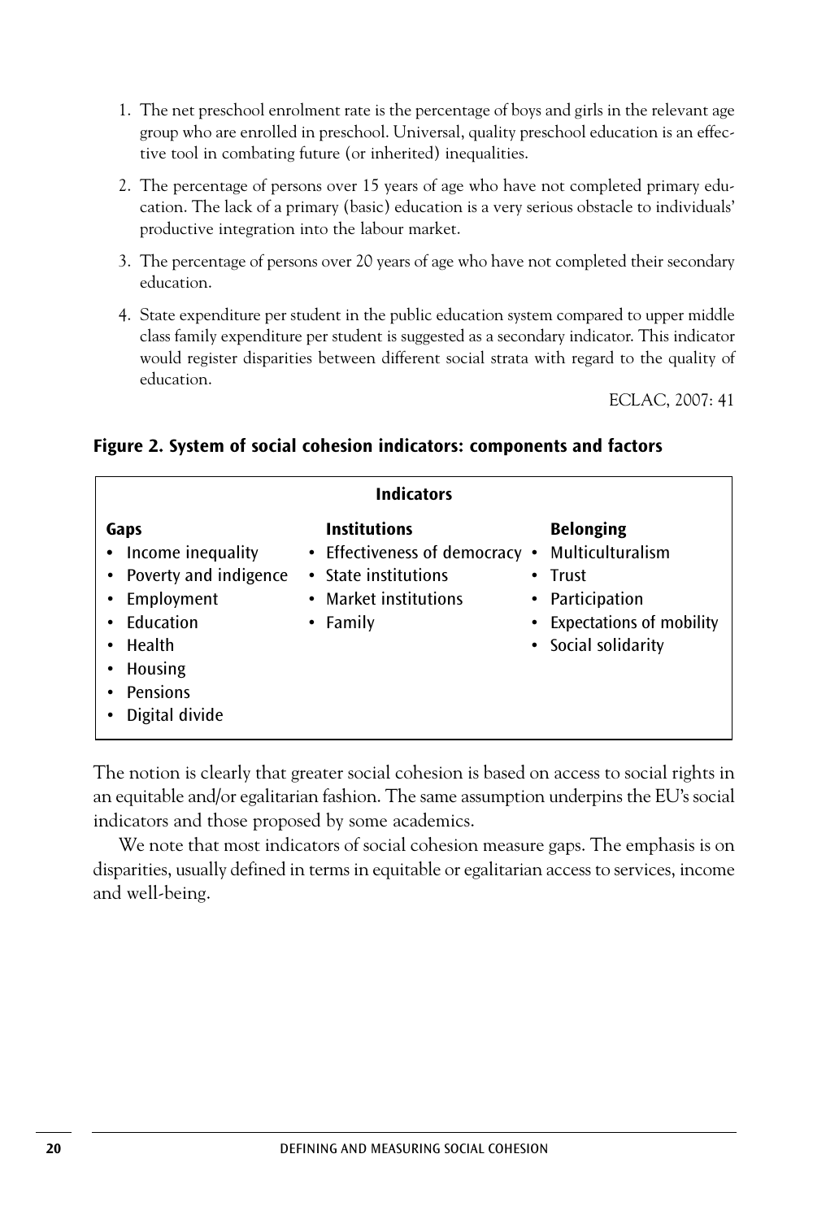1. The net preschool enrolment rate is the percentage of boys and girls in the relevant age group who are enrolled in preschool. Universal, quality preschool education is an effective tool in combating future (or inherited) inequalities.
2. The percentage of persons over 15 years of age who have not completed primary education. The lack of a primary (basic) education is a very serious obstacle to individuals' productive integration into the labour market.
3. The percentage of persons over 20 years of age who have not completed their secondary education.
4. State expenditure per student in the public education system compared to upper middle class family expenditure per student is suggested as a secondary indicator. This indicator would register disparities between different social strata with regard to the quality of education.

ECLAC, 2007: 41

**Figure 2. System of social cohesion indicators: components and factors**

| Indicators | | |
|---|---|---|
| **Gaps** | **Institutions** | **Belonging** |
| • Income inequality | • Effectiveness of democracy | • Multiculturalism |
| • Poverty and indigence | • State institutions | • Trust |
| • Employment | • Market institutions | • Participation |
| • Education | • Family | • Expectations of mobility |
| • Health | | • Social solidarity |
| • Housing | | |
| • Pensions | | |
| • Digital divide | | |

The notion is clearly that greater social cohesion is based on access to social rights in an equitable and/or egalitarian fashion. The same assumption underpins the EU's social indicators and those proposed by some academics.

We note that most indicators of social cohesion measure gaps. The emphasis is on disparities, usually defined in terms in equitable or egalitarian access to services, income and well-being.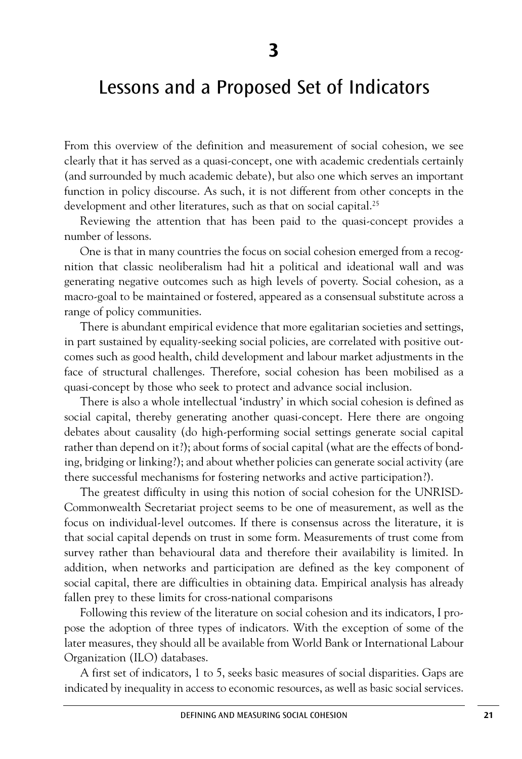# 3

# Lessons and a Proposed Set of Indicators

From this overview of the definition and measurement of social cohesion, we see clearly that it has served as a quasi-concept, one with academic credentials certainly (and surrounded by much academic debate), but also one which serves an important function in policy discourse. As such, it is not different from other concepts in the development and other literatures, such as that on social capital.[25]

Reviewing the attention that has been paid to the quasi-concept provides a number of lessons.

One is that in many countries the focus on social cohesion emerged from a recognition that classic neoliberalism had hit a political and ideational wall and was generating negative outcomes such as high levels of poverty. Social cohesion, as a macro-goal to be maintained or fostered, appeared as a consensual substitute across a range of policy communities.

There is abundant empirical evidence that more egalitarian societies and settings, in part sustained by equality-seeking social policies, are correlated with positive outcomes such as good health, child development and labour market adjustments in the face of structural challenges. Therefore, social cohesion has been mobilised as a quasi-concept by those who seek to protect and advance social inclusion.

There is also a whole intellectual 'industry' in which social cohesion is defined as social capital, thereby generating another quasi-concept. Here there are ongoing debates about causality (do high-performing social settings generate social capital rather than depend on it?); about forms of social capital (what are the effects of bonding, bridging or linking?); and about whether policies can generate social activity (are there successful mechanisms for fostering networks and active participation?).

The greatest difficulty in using this notion of social cohesion for the UNRISD-Commonwealth Secretariat project seems to be one of measurement, as well as the focus on individual-level outcomes. If there is consensus across the literature, it is that social capital depends on trust in some form. Measurements of trust come from survey rather than behavioural data and therefore their availability is limited. In addition, when networks and participation are defined as the key component of social capital, there are difficulties in obtaining data. Empirical analysis has already fallen prey to these limits for cross-national comparisons

Following this review of the literature on social cohesion and its indicators, I propose the adoption of three types of indicators. With the exception of some of the later measures, they should all be available from World Bank or International Labour Organization (ILO) databases.

A first set of indicators, 1 to 5, seeks basic measures of social disparities. Gaps are indicated by inequality in access to economic resources, as well as basic social services.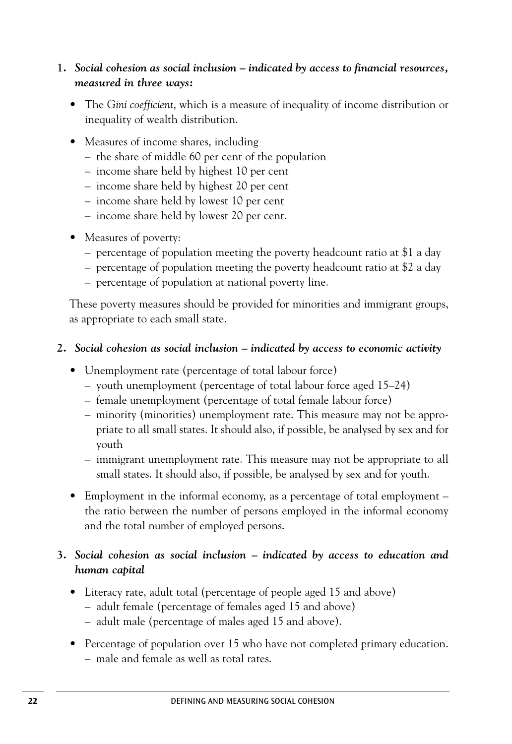1. ***Social cohesion as social inclusion – indicated by access to financial resources, measured in three ways:***

   - The *Gini coefficient*, which is a measure of inequality of income distribution or inequality of wealth distribution.
   - Measures of income shares, including
     - the share of middle 60 per cent of the population
     - income share held by highest 10 per cent
     - income share held by highest 20 per cent
     - income share held by lowest 10 per cent
     - income share held by lowest 20 per cent.
   - Measures of poverty:
     - percentage of population meeting the poverty headcount ratio at $1 a day
     - percentage of population meeting the poverty headcount ratio at $2 a day
     - percentage of population at national poverty line.

   These poverty measures should be provided for minorities and immigrant groups, as appropriate to each small state.

2. ***Social cohesion as social inclusion – indicated by access to economic activity***

   - Unemployment rate (percentage of total labour force)
     - youth unemployment (percentage of total labour force aged 15–24)
     - female unemployment (percentage of total female labour force)
     - minority (minorities) unemployment rate. This measure may not be appropriate to all small states. It should also, if possible, be analysed by sex and for youth
     - immigrant unemployment rate. This measure may not be appropriate to all small states. It should also, if possible, be analysed by sex and for youth.
   - Employment in the informal economy, as a percentage of total employment – the ratio between the number of persons employed in the informal economy and the total number of employed persons.

3. ***Social cohesion as social inclusion – indicated by access to education and human capital***

   - Literacy rate, adult total (percentage of people aged 15 and above)
     - adult female (percentage of females aged 15 and above)
     - adult male (percentage of males aged 15 and above).
   - Percentage of population over 15 who have not completed primary education.
     - male and female as well as total rates.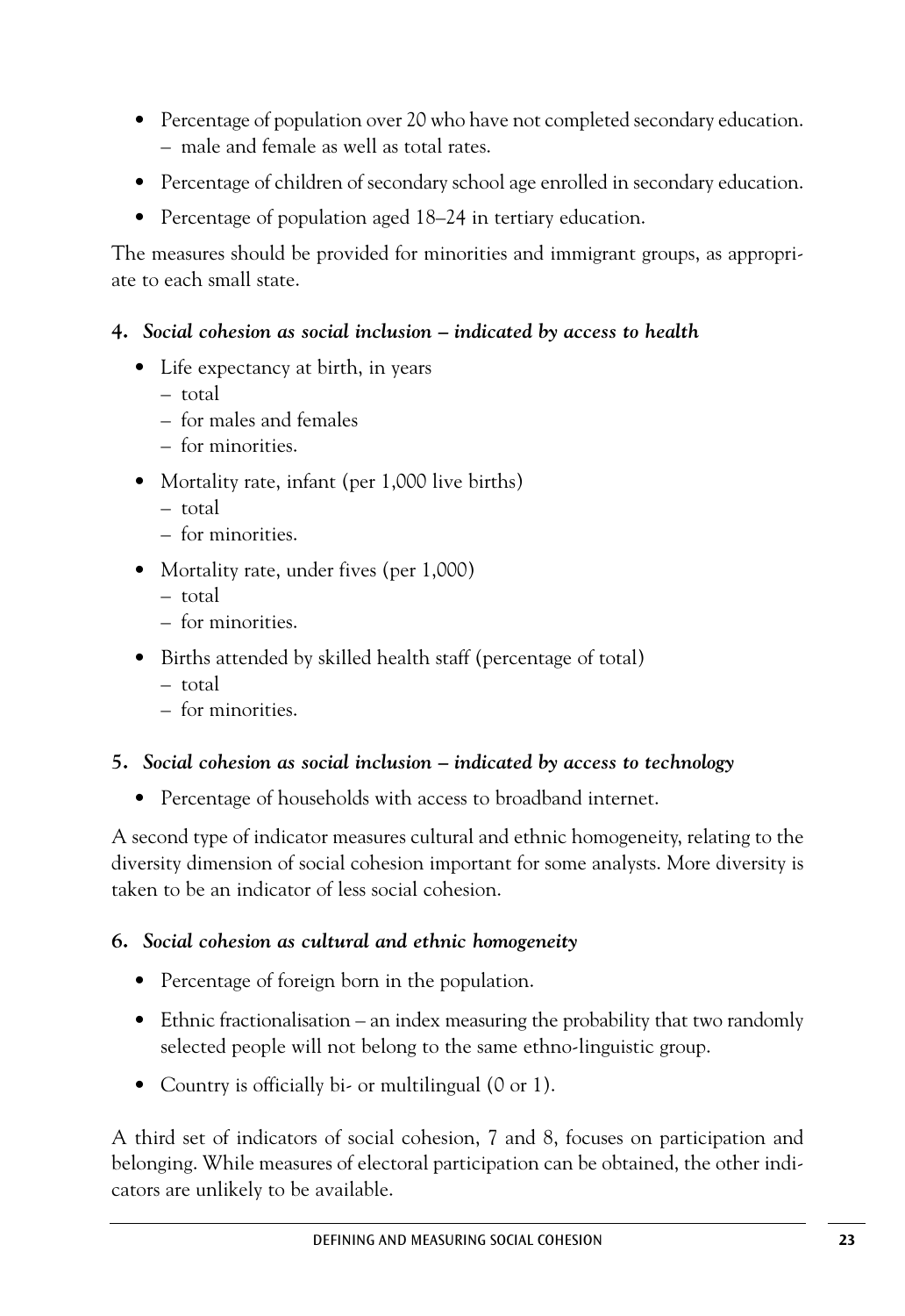- Percentage of population over 20 who have not completed secondary education.
  – male and female as well as total rates.
- Percentage of children of secondary school age enrolled in secondary education.
- Percentage of population aged 18–24 in tertiary education.

The measures should be provided for minorities and immigrant groups, as appropriate to each small state.

#### 4. *Social cohesion as social inclusion – indicated by access to health*

- Life expectancy at birth, in years
  – total
  – for males and females
  – for minorities.
- Mortality rate, infant (per 1,000 live births)
  – total
  – for minorities.
- Mortality rate, under fives (per 1,000)
  – total
  – for minorities.
- Births attended by skilled health staff (percentage of total)
  – total
  – for minorities.

#### 5. *Social cohesion as social inclusion – indicated by access to technology*

- Percentage of households with access to broadband internet.

A second type of indicator measures cultural and ethnic homogeneity, relating to the diversity dimension of social cohesion important for some analysts. More diversity is taken to be an indicator of less social cohesion.

#### 6. *Social cohesion as cultural and ethnic homogeneity*

- Percentage of foreign born in the population.
- Ethnic fractionalisation – an index measuring the probability that two randomly selected people will not belong to the same ethno-linguistic group.
- Country is officially bi- or multilingual (0 or 1).

A third set of indicators of social cohesion, 7 and 8, focuses on participation and belonging. While measures of electoral participation can be obtained, the other indicators are unlikely to be available.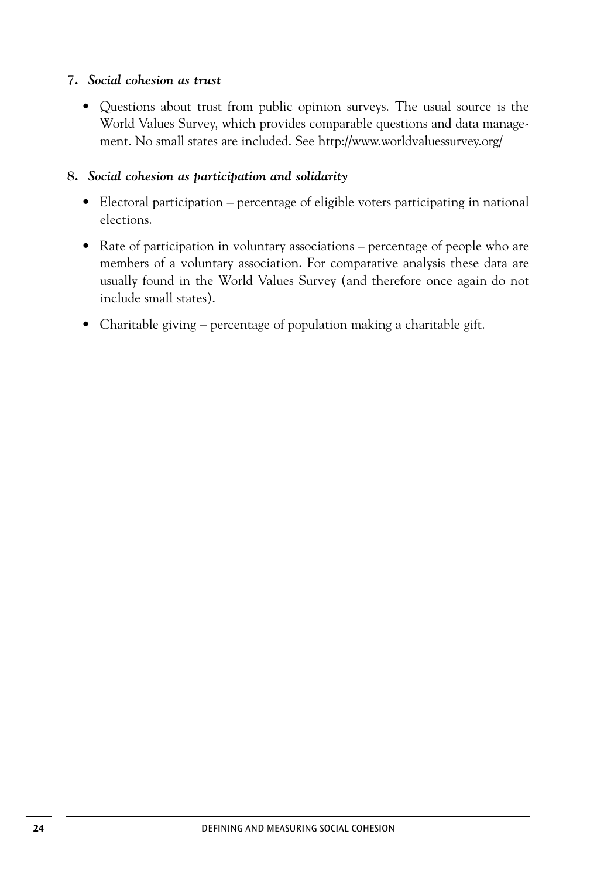**7. *Social cohesion as trust***

- Questions about trust from public opinion surveys. The usual source is the World Values Survey, which provides comparable questions and data management. No small states are included. See http://www.worldvaluessurvey.org/

**8. *Social cohesion as participation and solidarity***

- Electoral participation – percentage of eligible voters participating in national elections.
- Rate of participation in voluntary associations – percentage of people who are members of a voluntary association. For comparative analysis these data are usually found in the World Values Survey (and therefore once again do not include small states).
- Charitable giving – percentage of population making a charitable gift.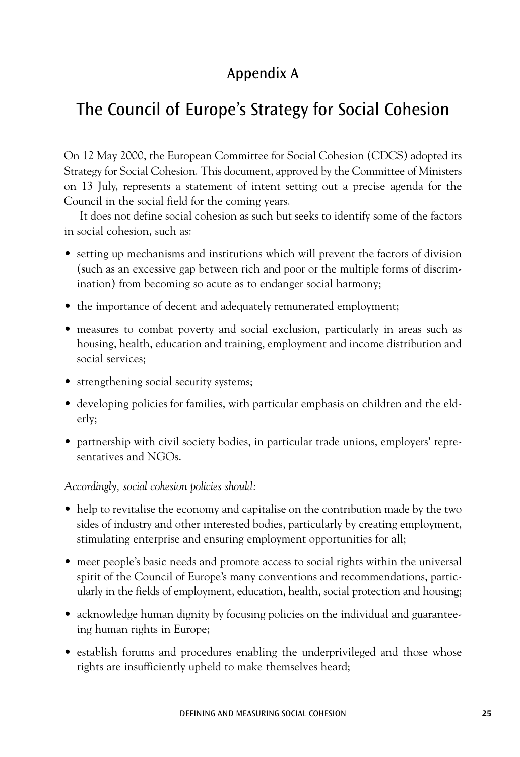## Appendix A

# The Council of Europe's Strategy for Social Cohesion

On 12 May 2000, the European Committee for Social Cohesion (CDCS) adopted its Strategy for Social Cohesion. This document, approved by the Committee of Ministers on 13 July, represents a statement of intent setting out a precise agenda for the Council in the social field for the coming years.

It does not define social cohesion as such but seeks to identify some of the factors in social cohesion, such as:

- setting up mechanisms and institutions which will prevent the factors of division (such as an excessive gap between rich and poor or the multiple forms of discrimination) from becoming so acute as to endanger social harmony;
- the importance of decent and adequately remunerated employment;
- measures to combat poverty and social exclusion, particularly in areas such as housing, health, education and training, employment and income distribution and social services;
- strengthening social security systems;
- developing policies for families, with particular emphasis on children and the elderly;
- partnership with civil society bodies, in particular trade unions, employers' representatives and NGOs.

*Accordingly, social cohesion policies should:*

- help to revitalise the economy and capitalise on the contribution made by the two sides of industry and other interested bodies, particularly by creating employment, stimulating enterprise and ensuring employment opportunities for all;
- meet people's basic needs and promote access to social rights within the universal spirit of the Council of Europe's many conventions and recommendations, particularly in the fields of employment, education, health, social protection and housing;
- acknowledge human dignity by focusing policies on the individual and guaranteeing human rights in Europe;
- establish forums and procedures enabling the underprivileged and those whose rights are insufficiently upheld to make themselves heard;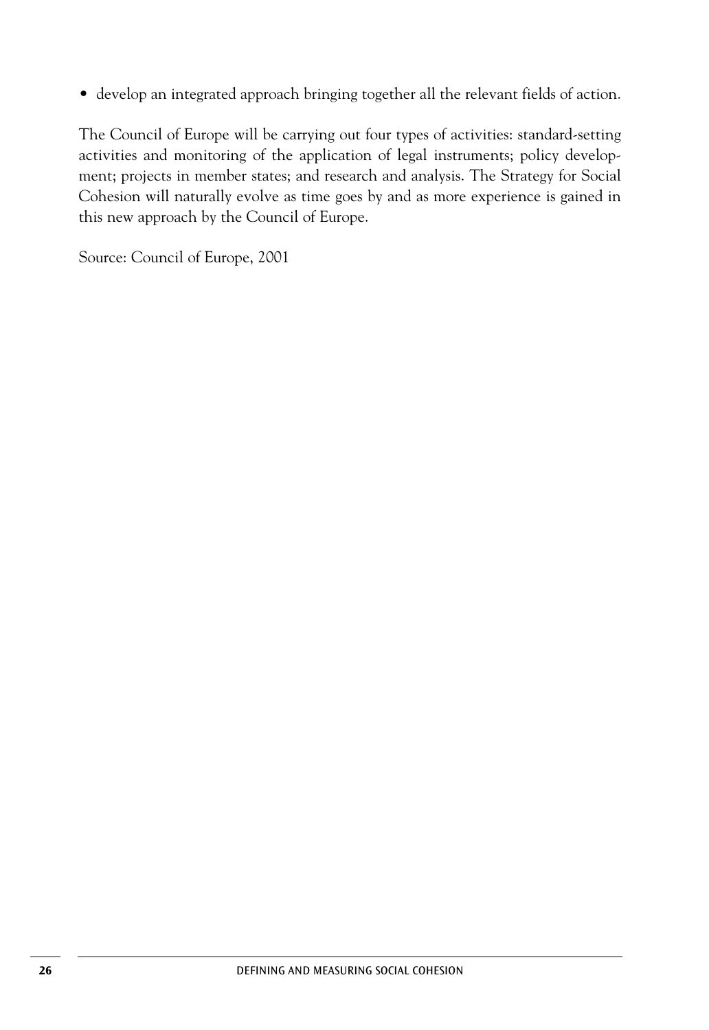- develop an integrated approach bringing together all the relevant fields of action.

The Council of Europe will be carrying out four types of activities: standard-setting activities and monitoring of the application of legal instruments; policy development; projects in member states; and research and analysis. The Strategy for Social Cohesion will naturally evolve as time goes by and as more experience is gained in this new approach by the Council of Europe.

Source: Council of Europe, 2001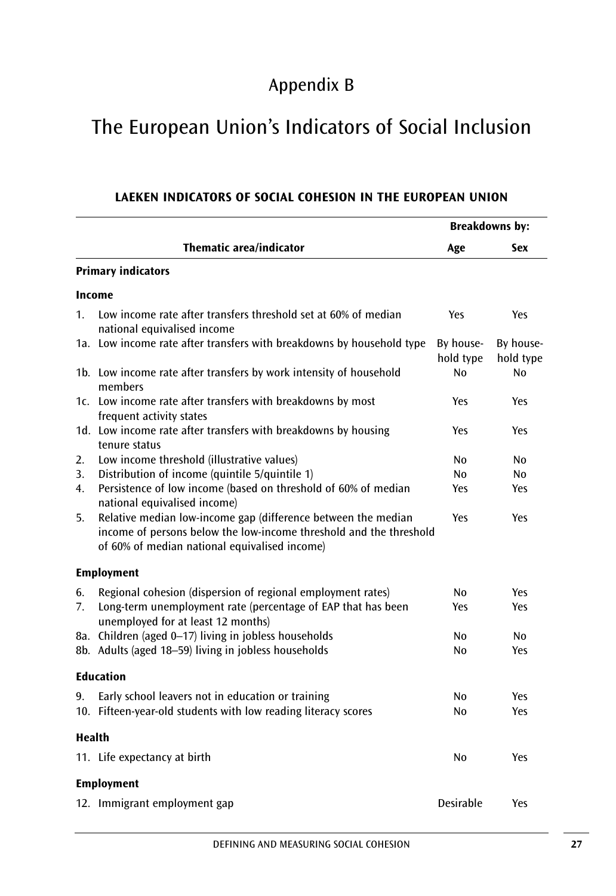# Appendix B

# The European Union's Indicators of Social Inclusion

### LAEKEN INDICATORS OF SOCIAL COHESION IN THE EUROPEAN UNION

| | Thematic area/indicator | Breakdowns by: Age | Sex |
|---|---|---|---|
| | **Primary indicators** | | |
| | **Income** | | |
| 1. | Low income rate after transfers threshold set at 60% of median national equivalised income | Yes | Yes |
| 1a. | Low income rate after transfers with breakdowns by household type | By household type | By household type |
| 1b. | Low income rate after transfers by work intensity of household members | No | No |
| 1c. | Low income rate after transfers with breakdowns by most frequent activity states | Yes | Yes |
| 1d. | Low income rate after transfers with breakdowns by housing tenure status | Yes | Yes |
| 2. | Low income threshold (illustrative values) | No | No |
| 3. | Distribution of income (quintile 5/quintile 1) | No | No |
| 4. | Persistence of low income (based on threshold of 60% of median national equivalised income) | Yes | Yes |
| 5. | Relative median low-income gap (difference between the median income of persons below the low-income threshold and the threshold of 60% of median national equivalised income) | Yes | Yes |
| | **Employment** | | |
| 6. | Regional cohesion (dispersion of regional employment rates) | No | Yes |
| 7. | Long-term unemployment rate (percentage of EAP that has been unemployed for at least 12 months) | Yes | Yes |
| 8a. | Children (aged 0–17) living in jobless households | No | No |
| 8b. | Adults (aged 18–59) living in jobless households | No | Yes |
| | **Education** | | |
| 9. | Early school leavers not in education or training | No | Yes |
| 10. | Fifteen-year-old students with low reading literacy scores | No | Yes |
| | **Health** | | |
| 11. | Life expectancy at birth | No | Yes |
| | **Employment** | | |
| 12. | Immigrant employment gap | Desirable | Yes |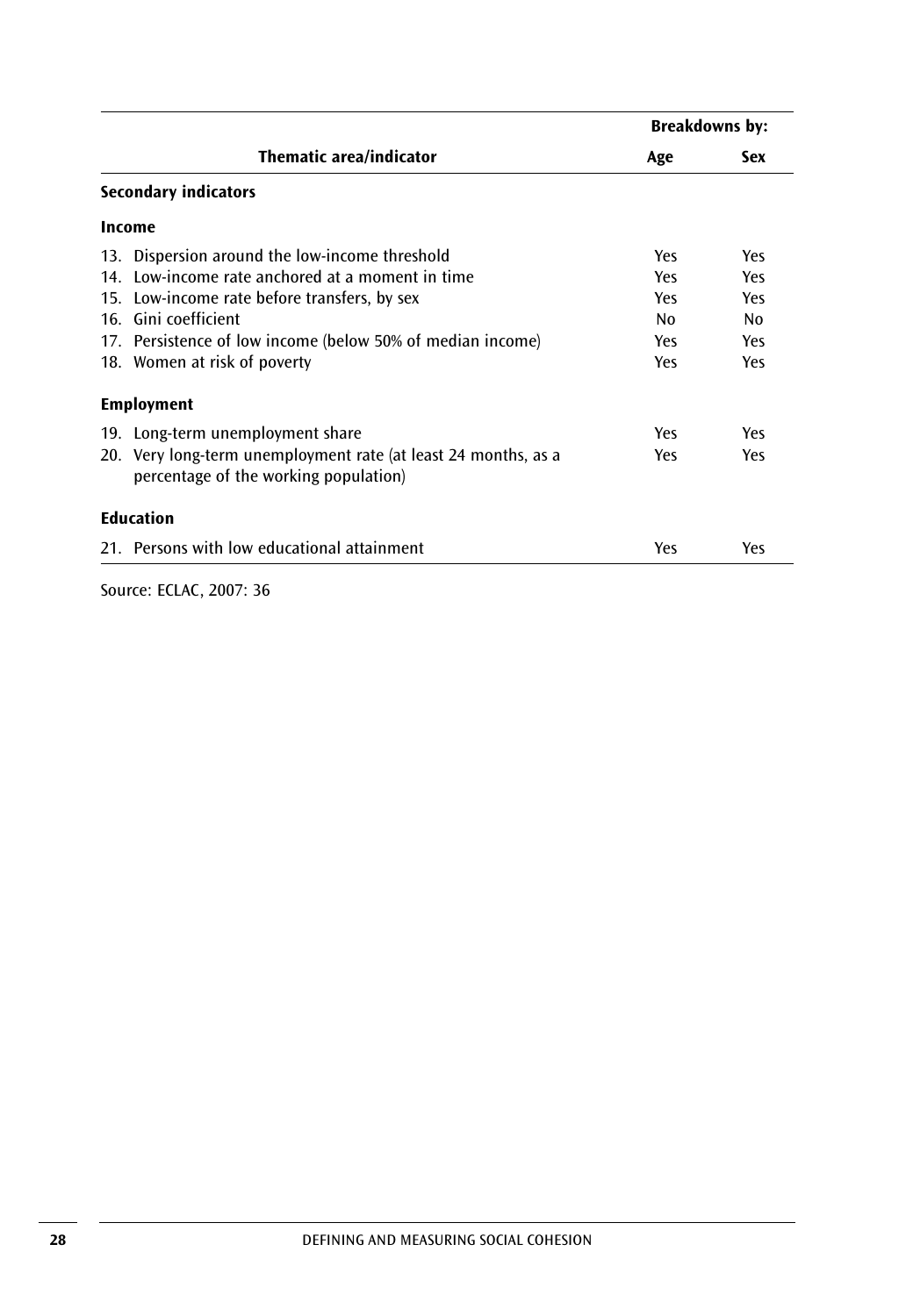| Thematic area/indicator | Breakdowns by: | |
|---|---|---|
| | Age | Sex |
| **Secondary indicators** | | |
| **Income** | | |
| 13. Dispersion around the low-income threshold | Yes | Yes |
| 14. Low-income rate anchored at a moment in time | Yes | Yes |
| 15. Low-income rate before transfers, by sex | Yes | Yes |
| 16. Gini coefficient | No | No |
| 17. Persistence of low income (below 50% of median income) | Yes | Yes |
| 18. Women at risk of poverty | Yes | Yes |
| **Employment** | | |
| 19. Long-term unemployment share | Yes | Yes |
| 20. Very long-term unemployment rate (at least 24 months, as a percentage of the working population) | Yes | Yes |
| **Education** | | |
| 21. Persons with low educational attainment | Yes | Yes |

Source: ECLAC, 2007: 36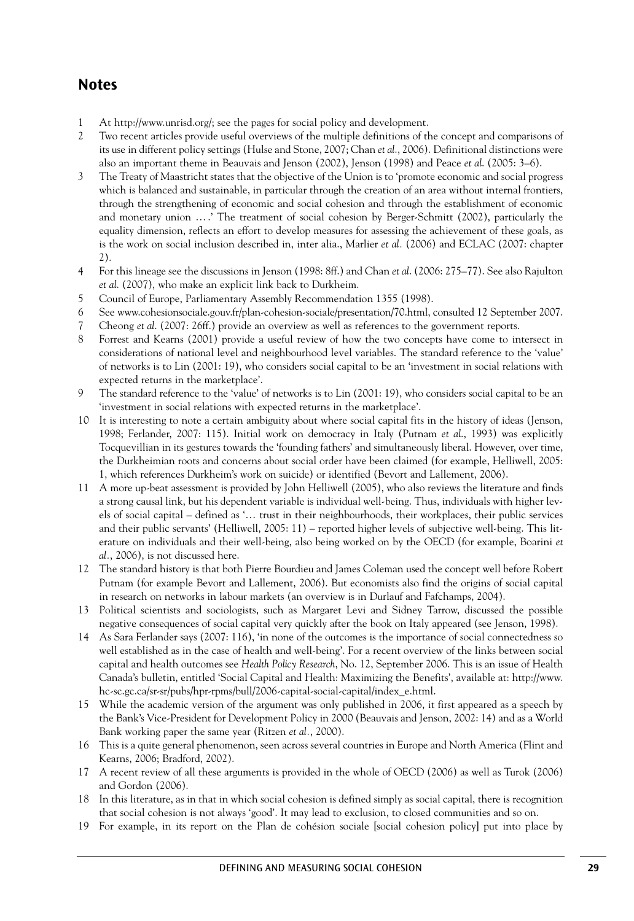## Notes

1. At http://www.unrisd.org/; see the pages for social policy and development.
2. Two recent articles provide useful overviews of the multiple definitions of the concept and comparisons of its use in different policy settings (Hulse and Stone, 2007; Chan *et al.*, 2006). Definitional distinctions were also an important theme in Beauvais and Jenson (2002), Jenson (1998) and Peace *et al.* (2005: 3–6).
3. The Treaty of Maastricht states that the objective of the Union is to 'promote economic and social progress which is balanced and sustainable, in particular through the creation of an area without internal frontiers, through the strengthening of economic and social cohesion and through the establishment of economic and monetary union … .' The treatment of social cohesion by Berger-Schmitt (2002), particularly the equality dimension, reflects an effort to develop measures for assessing the achievement of these goals, as is the work on social inclusion described in, inter alia., Marlier *et al.* (2006) and ECLAC (2007: chapter 2).
4. For this lineage see the discussions in Jenson (1998: 8ff.) and Chan *et al.* (2006: 275–77). See also Rajulton *et al.* (2007), who make an explicit link back to Durkheim.
5. Council of Europe, Parliamentary Assembly Recommendation 1355 (1998).
6. See www.cohesionsociale.gouv.fr/plan-cohesion-sociale/presentation/70.html, consulted 12 September 2007.
7. Cheong *et al.* (2007: 26ff.) provide an overview as well as references to the government reports.
8. Forrest and Kearns (2001) provide a useful review of how the two concepts have come to intersect in considerations of national level and neighbourhood level variables. The standard reference to the 'value' of networks is to Lin (2001: 19), who considers social capital to be an 'investment in social relations with expected returns in the marketplace'.
9. The standard reference to the 'value' of networks is to Lin (2001: 19), who considers social capital to be an 'investment in social relations with expected returns in the marketplace'.
10. It is interesting to note a certain ambiguity about where social capital fits in the history of ideas (Jenson, 1998; Ferlander, 2007: 115). Initial work on democracy in Italy (Putnam *et al.*, 1993) was explicitly Tocquevillian in its gestures towards the 'founding fathers' and simultaneously liberal. However, over time, the Durkheimian roots and concerns about social order have been claimed (for example, Helliwell, 2005: 1, which references Durkheim's work on suicide) or identified (Bevort and Lallement, 2006).
11. A more up-beat assessment is provided by John Helliwell (2005), who also reviews the literature and finds a strong causal link, but his dependent variable is individual well-being. Thus, individuals with higher levels of social capital – defined as '… trust in their neighbourhoods, their workplaces, their public services and their public servants' (Helliwell, 2005: 11) – reported higher levels of subjective well-being. This literature on individuals and their well-being, also being worked on by the OECD (for example, Boarini *et al.*, 2006), is not discussed here.
12. The standard history is that both Pierre Bourdieu and James Coleman used the concept well before Robert Putnam (for example Bevort and Lallement, 2006). But economists also find the origins of social capital in research on networks in labour markets (an overview is in Durlauf and Fafchamps, 2004).
13. Political scientists and sociologists, such as Margaret Levi and Sidney Tarrow, discussed the possible negative consequences of social capital very quickly after the book on Italy appeared (see Jenson, 1998).
14. As Sara Ferlander says (2007: 116), 'in none of the outcomes is the importance of social connectedness so well established as in the case of health and well-being'. For a recent overview of the links between social capital and health outcomes see *Health Policy Research*, No. 12, September 2006. This is an issue of Health Canada's bulletin, entitled 'Social Capital and Health: Maximizing the Benefits', available at: http://www.hc-sc.gc.ca/sr-sr/pubs/hpr-rpms/bull/2006-capital-social-capital/index_e.html.
15. While the academic version of the argument was only published in 2006, it first appeared as a speech by the Bank's Vice-President for Development Policy in 2000 (Beauvais and Jenson, 2002: 14) and as a World Bank working paper the same year (Ritzen *et al.*, 2000).
16. This is a quite general phenomenon, seen across several countries in Europe and North America (Flint and Kearns, 2006; Bradford, 2002).
17. A recent review of all these arguments is provided in the whole of OECD (2006) as well as Turok (2006) and Gordon (2006).
18. In this literature, as in that in which social cohesion is defined simply as social capital, there is recognition that social cohesion is not always 'good'. It may lead to exclusion, to closed communities and so on.
19. For example, in its report on the Plan de cohésion sociale [social cohesion policy] put into place by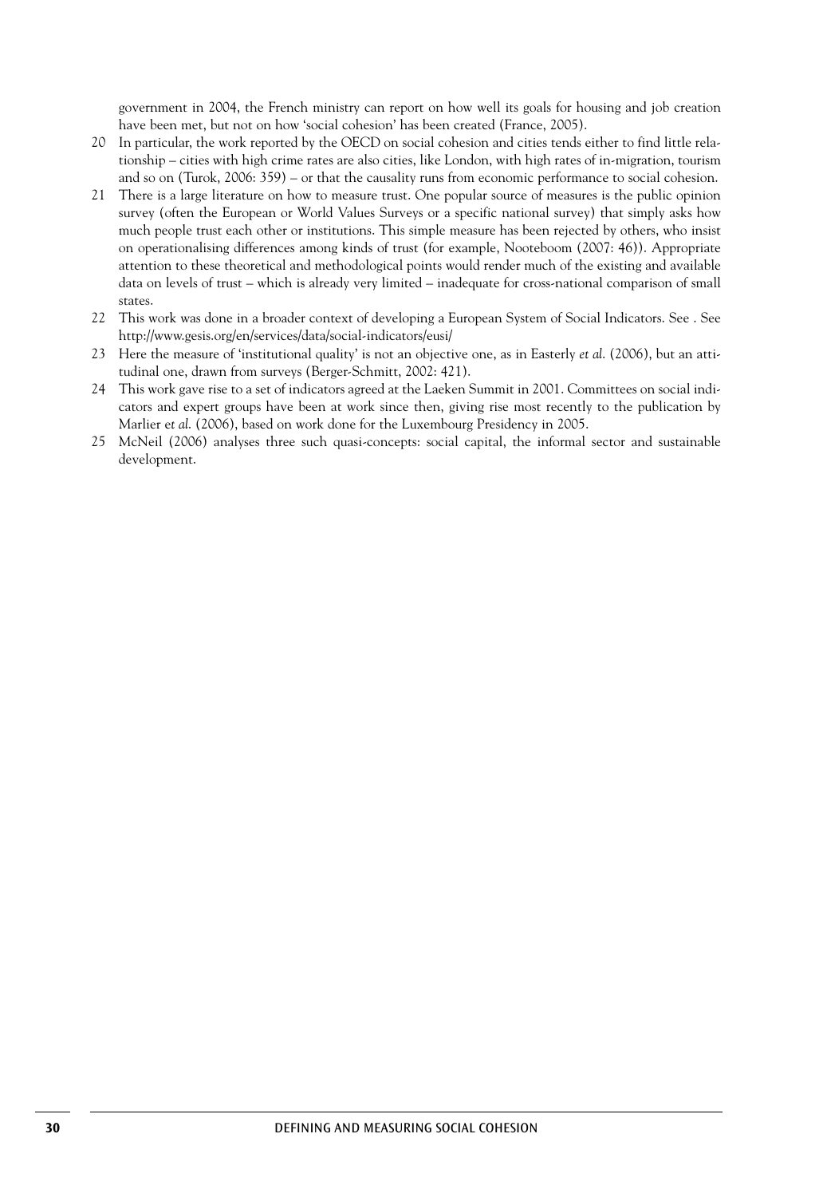government in 2004, the French ministry can report on how well its goals for housing and job creation have been met, but not on how 'social cohesion' has been created (France, 2005).

20 In particular, the work reported by the OECD on social cohesion and cities tends either to find little relationship – cities with high crime rates are also cities, like London, with high rates of in-migration, tourism and so on (Turok, 2006: 359) – or that the causality runs from economic performance to social cohesion.

21 There is a large literature on how to measure trust. One popular source of measures is the public opinion survey (often the European or World Values Surveys or a specific national survey) that simply asks how much people trust each other or institutions. This simple measure has been rejected by others, who insist on operationalising differences among kinds of trust (for example, Nooteboom (2007: 46)). Appropriate attention to these theoretical and methodological points would render much of the existing and available data on levels of trust – which is already very limited – inadequate for cross-national comparison of small states.

22 This work was done in a broader context of developing a European System of Social Indicators. See . See http://www.gesis.org/en/services/data/social-indicators/eusi/

23 Here the measure of 'institutional quality' is not an objective one, as in Easterly *et al*. (2006), but an attitudinal one, drawn from surveys (Berger-Schmitt, 2002: 421).

24 This work gave rise to a set of indicators agreed at the Laeken Summit in 2001. Committees on social indicators and expert groups have been at work since then, giving rise most recently to the publication by Marlier *et al.* (2006), based on work done for the Luxembourg Presidency in 2005.

25 McNeil (2006) analyses three such quasi-concepts: social capital, the informal sector and sustainable development.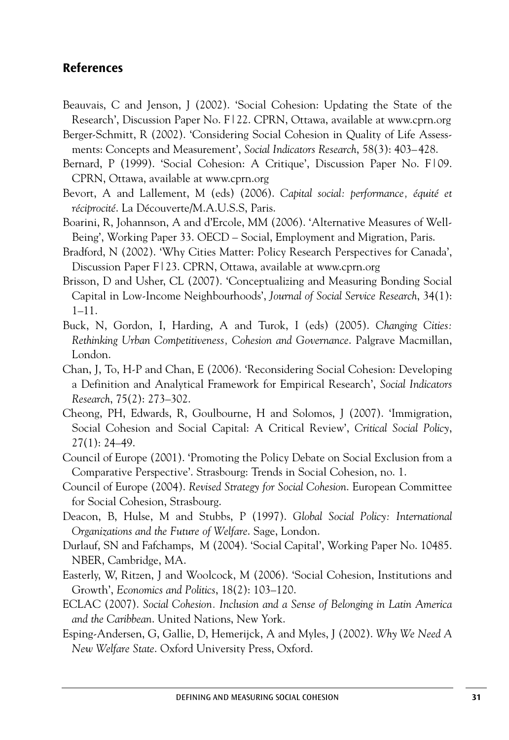## References

Beauvais, C and Jenson, J (2002). 'Social Cohesion: Updating the State of the Research', Discussion Paper No. F|22. CPRN, Ottawa, available at www.cprn.org

Berger-Schmitt, R (2002). 'Considering Social Cohesion in Quality of Life Assessments: Concepts and Measurement', *Social Indicators Research*, 58(3): 403–428.

Bernard, P (1999). 'Social Cohesion: A Critique', Discussion Paper No. F|09. CPRN, Ottawa, available at www.cprn.org

Bevort, A and Lallement, M (eds) (2006). *Capital social: performance, équité et réciprocité*. La Découverte/M.A.U.S.S, Paris.

Boarini, R, Johannson, A and d'Ercole, MM (2006). 'Alternative Measures of Well-Being', Working Paper 33. OECD – Social, Employment and Migration, Paris.

Bradford, N (2002). 'Why Cities Matter: Policy Research Perspectives for Canada', Discussion Paper F|23. CPRN, Ottawa, available at www.cprn.org

Brisson, D and Usher, CL (2007). 'Conceptualizing and Measuring Bonding Social Capital in Low-Income Neighbourhoods', *Journal of Social Service Research*, 34(1): 1–11.

Buck, N, Gordon, I, Harding, A and Turok, I (eds) (2005). *Changing Cities: Rethinking Urban Competitiveness, Cohesion and Governance*. Palgrave Macmillan, London.

Chan, J, To, H-P and Chan, E (2006). 'Reconsidering Social Cohesion: Developing a Definition and Analytical Framework for Empirical Research', *Social Indicators Research*, 75(2): 273–302.

Cheong, PH, Edwards, R, Goulbourne, H and Solomos, J (2007). 'Immigration, Social Cohesion and Social Capital: A Critical Review', *Critical Social Policy*, 27(1): 24–49.

Council of Europe (2001). 'Promoting the Policy Debate on Social Exclusion from a Comparative Perspective'. Strasbourg: Trends in Social Cohesion, no. 1.

Council of Europe (2004). *Revised Strategy for Social Cohesion*. European Committee for Social Cohesion, Strasbourg.

Deacon, B, Hulse, M and Stubbs, P (1997). *Global Social Policy: International Organizations and the Future of Welfare*. Sage, London.

Durlauf, SN and Fafchamps, M (2004). 'Social Capital', Working Paper No. 10485. NBER, Cambridge, MA.

Easterly, W, Ritzen, J and Woolcock, M (2006). 'Social Cohesion, Institutions and Growth', *Economics and Politics*, 18(2): 103–120.

ECLAC (2007). *Social Cohesion. Inclusion and a Sense of Belonging in Latin America and the Caribbean*. United Nations, New York.

Esping-Andersen, G, Gallie, D, Hemerijck, A and Myles, J (2002). *Why We Need A New Welfare State*. Oxford University Press, Oxford.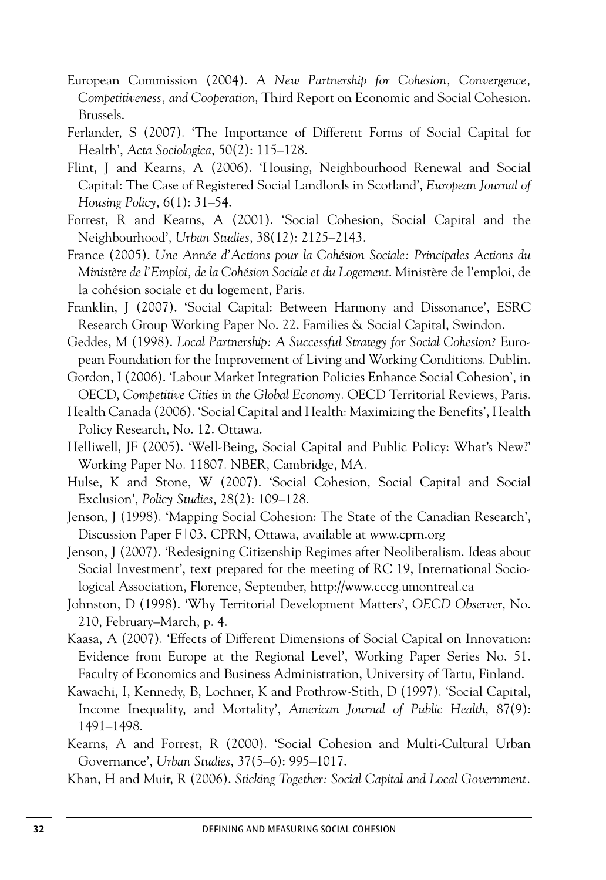European Commission (2004). *A New Partnership for Cohesion, Convergence, Competitiveness, and Cooperation*, Third Report on Economic and Social Cohesion. Brussels.

Ferlander, S (2007). 'The Importance of Different Forms of Social Capital for Health', *Acta Sociologica*, 50(2): 115–128.

Flint, J and Kearns, A (2006). 'Housing, Neighbourhood Renewal and Social Capital: The Case of Registered Social Landlords in Scotland', *European Journal of Housing Policy*, 6(1): 31–54.

Forrest, R and Kearns, A (2001). 'Social Cohesion, Social Capital and the Neighbourhood', *Urban Studies*, 38(12): 2125–2143.

France (2005). *Une Année d'Actions pour la Cohésion Sociale: Principales Actions du Ministère de l'Emploi, de la Cohésion Sociale et du Logement*. Ministère de l'emploi, de la cohésion sociale et du logement, Paris.

Franklin, J (2007). 'Social Capital: Between Harmony and Dissonance', ESRC Research Group Working Paper No. 22. Families & Social Capital, Swindon.

Geddes, M (1998). *Local Partnership: A Successful Strategy for Social Cohesion?* European Foundation for the Improvement of Living and Working Conditions. Dublin.

Gordon, I (2006). 'Labour Market Integration Policies Enhance Social Cohesion', in OECD, *Competitive Cities in the Global Economy*. OECD Territorial Reviews, Paris.

Health Canada (2006). 'Social Capital and Health: Maximizing the Benefits', Health Policy Research, No. 12. Ottawa.

Helliwell, JF (2005). 'Well-Being, Social Capital and Public Policy: What's New?' Working Paper No. 11807. NBER, Cambridge, MA.

Hulse, K and Stone, W (2007). 'Social Cohesion, Social Capital and Social Exclusion', *Policy Studies*, 28(2): 109–128.

Jenson, J (1998). 'Mapping Social Cohesion: The State of the Canadian Research', Discussion Paper F|03. CPRN, Ottawa, available at www.cprn.org

Jenson, J (2007). 'Redesigning Citizenship Regimes after Neoliberalism. Ideas about Social Investment', text prepared for the meeting of RC 19, International Sociological Association, Florence, September, http://www.cccg.umontreal.ca

Johnston, D (1998). 'Why Territorial Development Matters', *OECD Observer*, No. 210, February–March, p. 4.

Kaasa, A (2007). 'Effects of Different Dimensions of Social Capital on Innovation: Evidence from Europe at the Regional Level', Working Paper Series No. 51. Faculty of Economics and Business Administration, University of Tartu, Finland.

Kawachi, I, Kennedy, B, Lochner, K and Prothrow-Stith, D (1997). 'Social Capital, Income Inequality, and Mortality', *American Journal of Public Health*, 87(9): 1491–1498.

Kearns, A and Forrest, R (2000). 'Social Cohesion and Multi-Cultural Urban Governance', *Urban Studies*, 37(5–6): 995–1017.

Khan, H and Muir, R (2006). *Sticking Together: Social Capital and Local Government*.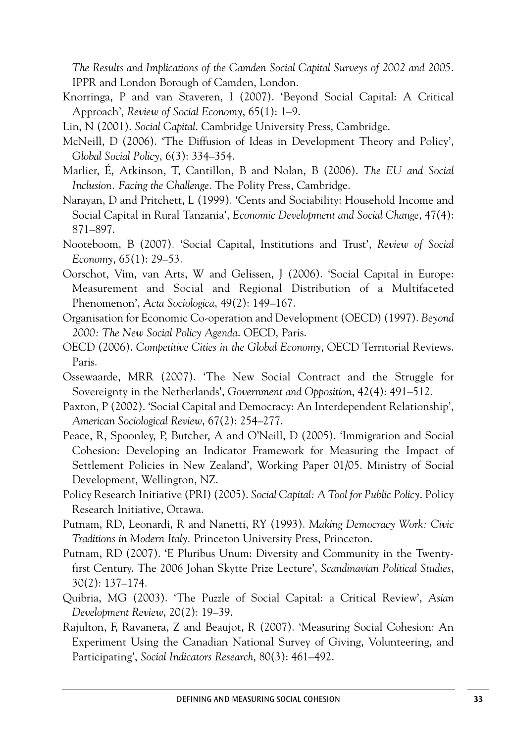*The Results and Implications of the Camden Social Capital Surveys of 2002 and 2005*. IPPR and London Borough of Camden, London.

Knorringa, P and van Staveren, I (2007). 'Beyond Social Capital: A Critical Approach', *Review of Social Economy*, 65(1): 1–9.

Lin, N (2001). *Social Capital*. Cambridge University Press, Cambridge.

McNeill, D (2006). 'The Diffusion of Ideas in Development Theory and Policy', *Global Social Policy*, 6(3): 334–354.

Marlier, É, Atkinson, T, Cantillon, B and Nolan, B (2006). *The EU and Social Inclusion. Facing the Challenge*. The Polity Press, Cambridge.

Narayan, D and Pritchett, L (1999). 'Cents and Sociability: Household Income and Social Capital in Rural Tanzania', *Economic Development and Social Change*, 47(4): 871–897.

Nooteboom, B (2007). 'Social Capital, Institutions and Trust', *Review of Social Economy*, 65(1): 29–53.

Oorschot, Vim, van Arts, W and Gelissen, J (2006). 'Social Capital in Europe: Measurement and Social and Regional Distribution of a Multifaceted Phenomenon', *Acta Sociologica*, 49(2): 149–167.

Organisation for Economic Co-operation and Development (OECD) (1997). *Beyond 2000: The New Social Policy Agenda*. OECD, Paris.

OECD (2006). *Competitive Cities in the Global Economy*, OECD Territorial Reviews. Paris.

Ossewaarde, MRR (2007). 'The New Social Contract and the Struggle for Sovereignty in the Netherlands', *Government and Opposition*, 42(4): 491–512.

Paxton, P (2002). 'Social Capital and Democracy: An Interdependent Relationship', *American Sociological Review*, 67(2): 254–277.

Peace, R, Spoonley, P, Butcher, A and O'Neill, D (2005). 'Immigration and Social Cohesion: Developing an Indicator Framework for Measuring the Impact of Settlement Policies in New Zealand', Working Paper 01/05. Ministry of Social Development, Wellington, NZ.

Policy Research Initiative (PRI) (2005). *Social Capital: A Tool for Public Policy*. Policy Research Initiative, Ottawa.

Putnam, RD, Leonardi, R and Nanetti, RY (1993). *Making Democracy Work: Civic Traditions in Modern Italy*. Princeton University Press, Princeton.

Putnam, RD (2007). 'E Pluribus Unum: Diversity and Community in the Twenty-first Century. The 2006 Johan Skytte Prize Lecture', *Scandinavian Political Studies*, 30(2): 137–174.

Quibria, MG (2003). 'The Puzzle of Social Capital: a Critical Review', *Asian Development Review*, 20(2): 19–39.

Rajulton, F, Ravanera, Z and Beaujot, R (2007). 'Measuring Social Cohesion: An Experiment Using the Canadian National Survey of Giving, Volunteering, and Participating', *Social Indicators Research*, 80(3): 461–492.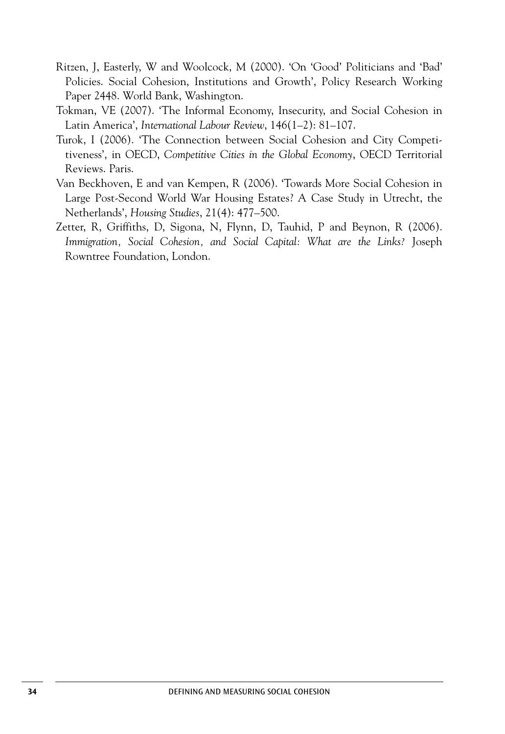Ritzen, J, Easterly, W and Woolcock, M (2000). 'On 'Good' Politicians and 'Bad' Policies. Social Cohesion, Institutions and Growth', Policy Research Working Paper 2448. World Bank, Washington.

Tokman, VE (2007). 'The Informal Economy, Insecurity, and Social Cohesion in Latin America', *International Labour Review*, 146(1–2): 81–107.

Turok, I (2006). 'The Connection between Social Cohesion and City Competitiveness', in OECD, *Competitive Cities in the Global Economy*, OECD Territorial Reviews. Paris.

Van Beckhoven, E and van Kempen, R (2006). 'Towards More Social Cohesion in Large Post-Second World War Housing Estates? A Case Study in Utrecht, the Netherlands', *Housing Studies*, 21(4): 477–500.

Zetter, R, Griffiths, D, Sigona, N, Flynn, D, Tauhid, P and Beynon, R (2006). *Immigration, Social Cohesion, and Social Capital: What are the Links?* Joseph Rowntree Foundation, London.